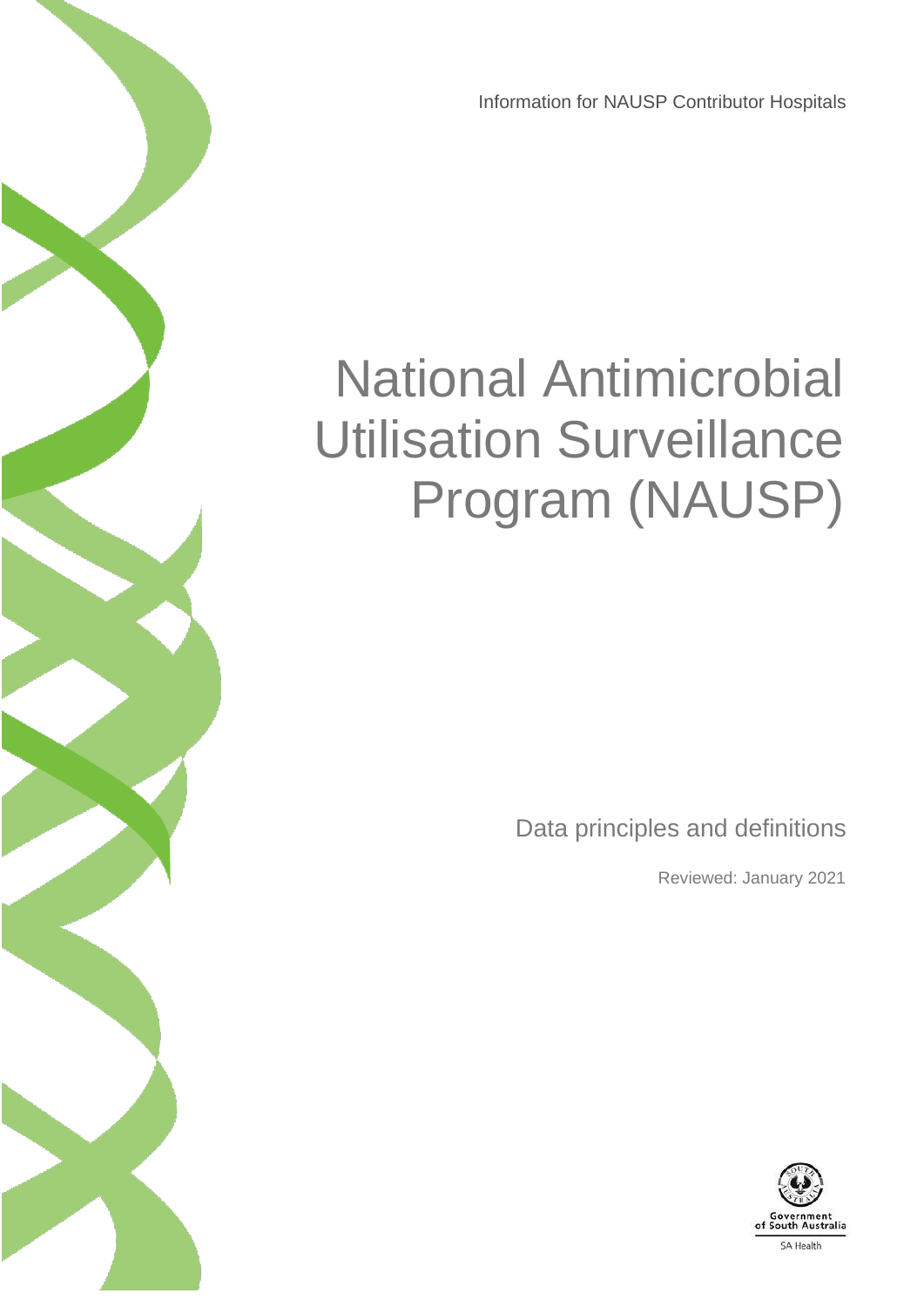Information for NAUSP Contributor Hospitals

# National Antimicrobial Utilisation Surveillance Program (NAUSP)

Data principles and definitions

Reviewed: January 2021

Government of South Australia

SA Health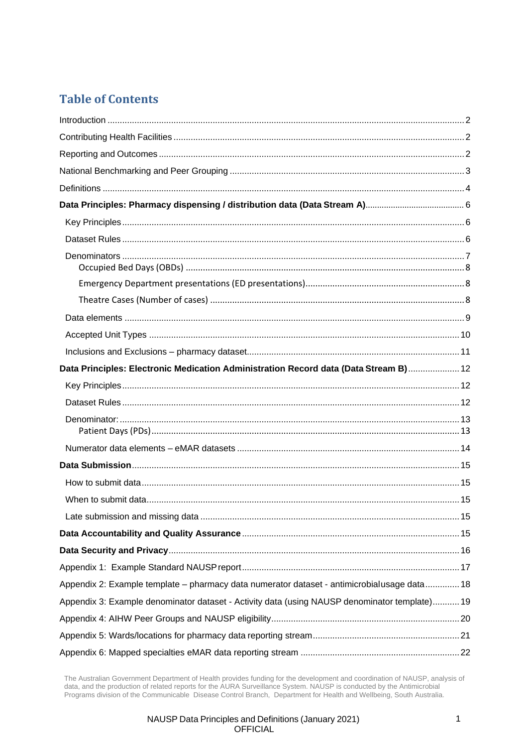## Table of Contents

Introduction ........ 2

Contributing Health Facilities ........ 2

Reporting and Outcomes ........ 2

National Benchmarking and Peer Grouping ........ 3

Definitions ........ 4

**Data Principles: Pharmacy dispensing / distribution data (Data Stream A)** ........ 6

- Key Principles ........ 6
- Dataset Rules ........ 6
- Denominators ........ 7
  - Occupied Bed Days (OBDs) ........ 8
  - Emergency Department presentations (ED presentations) ........ 8
  - Theatre Cases (Number of cases) ........ 8
- Data elements ........ 9
- Accepted Unit Types ........ 10
- Inclusions and Exclusions – pharmacy dataset ........ 11

**Data Principles: Electronic Medication Administration Record data (Data Stream B)** ........ 12

- Key Principles ........ 12
- Dataset Rules ........ 12
- Denominator: ........ 13
  - Patient Days (PDs) ........ 13
- Numerator data elements – eMAR datasets ........ 14

**Data Submission** ........ 15

- How to submit data ........ 15
- When to submit data ........ 15
- Late submission and missing data ........ 15

**Data Accountability and Quality Assurance** ........ 15

**Data Security and Privacy** ........ 16

Appendix 1: Example Standard NAUSP report ........ 17

Appendix 2: Example template – pharmacy data numerator dataset - antimicrobial usage data ........ 18

Appendix 3: Example denominator dataset - Activity data (using NAUSP denominator template) ........ 19

Appendix 4: AIHW Peer Groups and NAUSP eligibility ........ 20

Appendix 5: Wards/locations for pharmacy data reporting stream ........ 21

Appendix 6: Mapped specialties eMAR data reporting stream ........ 22

The Australian Government Department of Health provides funding for the development and coordination of NAUSP, analysis of data, and the production of related reports for the AURA Surveillance System. NAUSP is conducted by the Antimicrobial Programs division of the Communicable Disease Control Branch, Department for Health and Wellbeing, South Australia.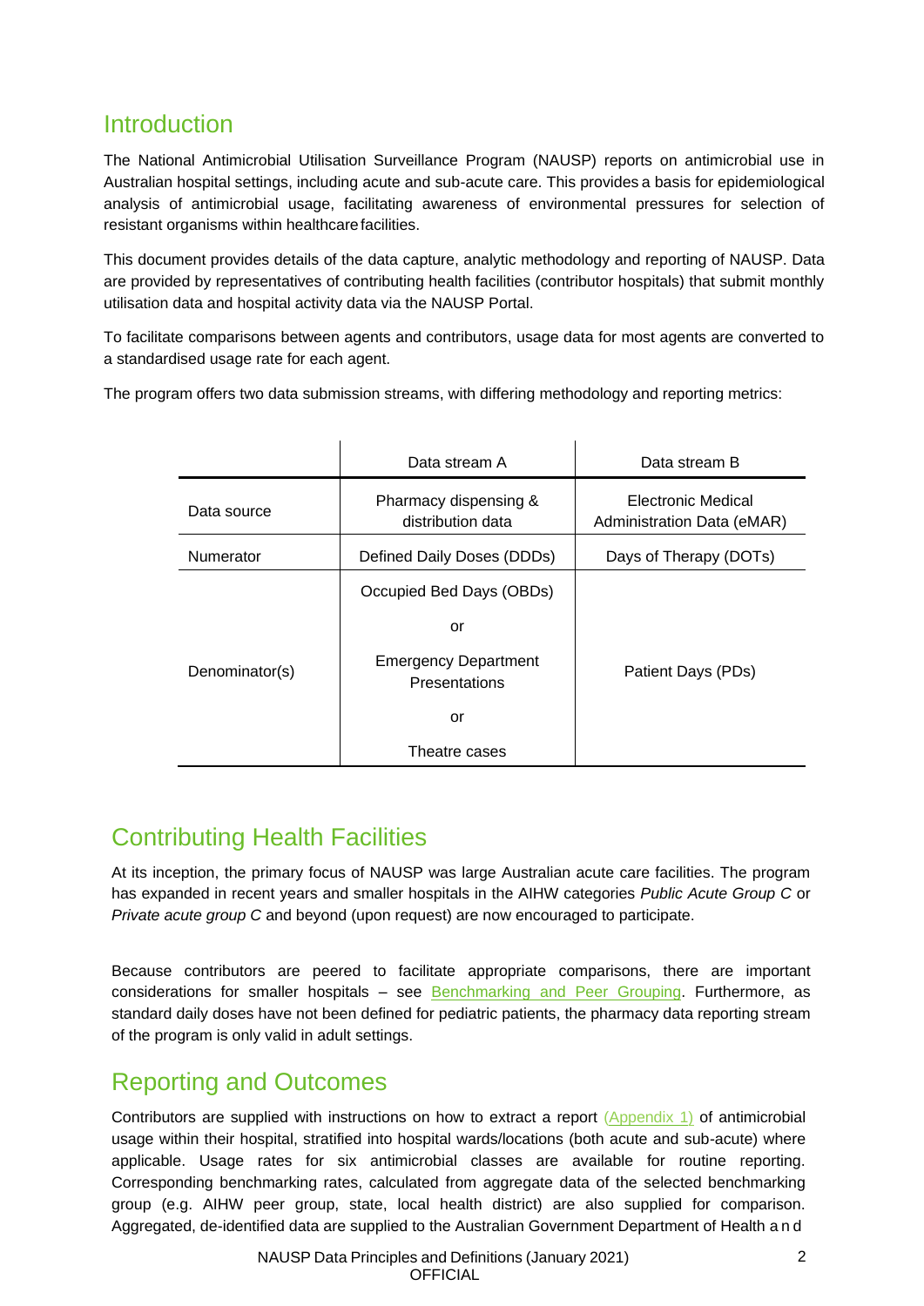## Introduction

The National Antimicrobial Utilisation Surveillance Program (NAUSP) reports on antimicrobial use in Australian hospital settings, including acute and sub-acute care. This provides a basis for epidemiological analysis of antimicrobial usage, facilitating awareness of environmental pressures for selection of resistant organisms within healthcare facilities.

This document provides details of the data capture, analytic methodology and reporting of NAUSP. Data are provided by representatives of contributing health facilities (contributor hospitals) that submit monthly utilisation data and hospital activity data via the NAUSP Portal.

To facilitate comparisons between agents and contributors, usage data for most agents are converted to a standardised usage rate for each agent.

The program offers two data submission streams, with differing methodology and reporting metrics:

| | Data stream A | Data stream B |
|---|---|---|
| Data source | Pharmacy dispensing & distribution data | Electronic Medical Administration Data (eMAR) |
| Numerator | Defined Daily Doses (DDDs) | Days of Therapy (DOTs) |
| Denominator(s) | Occupied Bed Days (OBDs)<br>or<br>Emergency Department Presentations<br>or<br>Theatre cases | Patient Days (PDs) |

## Contributing Health Facilities

At its inception, the primary focus of NAUSP was large Australian acute care facilities. The program has expanded in recent years and smaller hospitals in the AIHW categories *Public Acute Group C* or *Private acute group C* and beyond (upon request) are now encouraged to participate.

Because contributors are peered to facilitate appropriate comparisons, there are important considerations for smaller hospitals – see Benchmarking and Peer Grouping. Furthermore, as standard daily doses have not been defined for pediatric patients, the pharmacy data reporting stream of the program is only valid in adult settings.

## Reporting and Outcomes

Contributors are supplied with instructions on how to extract a report (Appendix 1) of antimicrobial usage within their hospital, stratified into hospital wards/locations (both acute and sub-acute) where applicable. Usage rates for six antimicrobial classes are available for routine reporting. Corresponding benchmarking rates, calculated from aggregate data of the selected benchmarking group (e.g. AIHW peer group, state, local health district) are also supplied for comparison. Aggregated, de-identified data are supplied to the Australian Government Department of Health and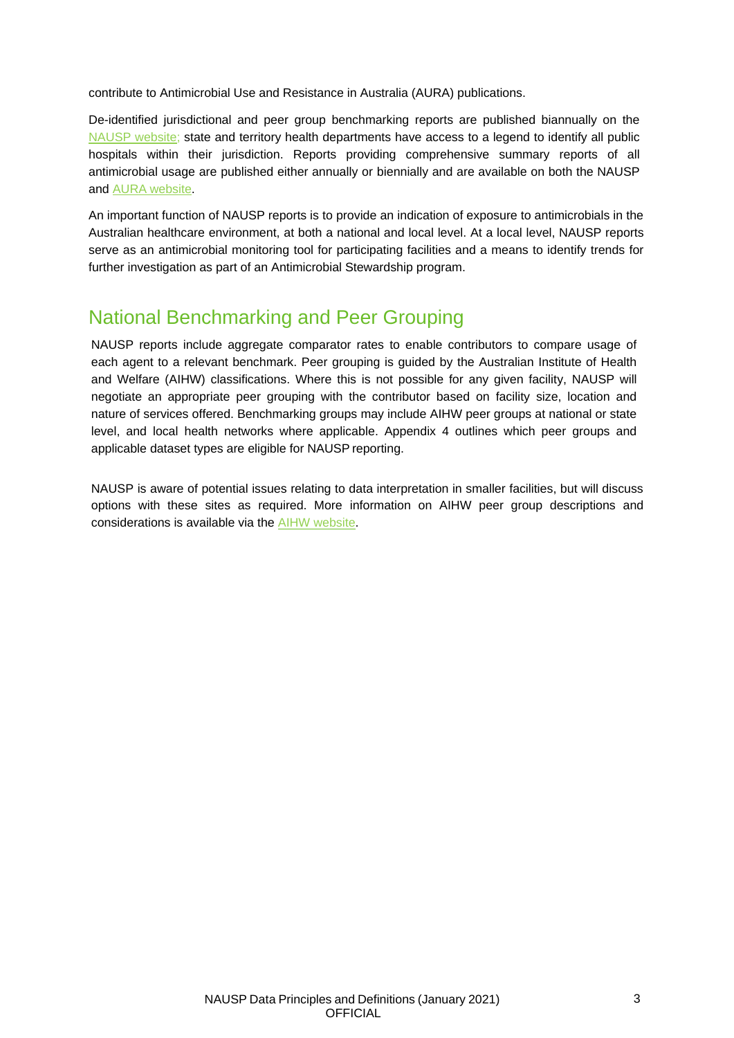contribute to Antimicrobial Use and Resistance in Australia (AURA) publications.

De-identified jurisdictional and peer group benchmarking reports are published biannually on the NAUSP website; state and territory health departments have access to a legend to identify all public hospitals within their jurisdiction. Reports providing comprehensive summary reports of all antimicrobial usage are published either annually or biennially and are available on both the NAUSP and AURA website.

An important function of NAUSP reports is to provide an indication of exposure to antimicrobials in the Australian healthcare environment, at both a national and local level. At a local level, NAUSP reports serve as an antimicrobial monitoring tool for participating facilities and a means to identify trends for further investigation as part of an Antimicrobial Stewardship program.

## National Benchmarking and Peer Grouping

NAUSP reports include aggregate comparator rates to enable contributors to compare usage of each agent to a relevant benchmark. Peer grouping is guided by the Australian Institute of Health and Welfare (AIHW) classifications. Where this is not possible for any given facility, NAUSP will negotiate an appropriate peer grouping with the contributor based on facility size, location and nature of services offered. Benchmarking groups may include AIHW peer groups at national or state level, and local health networks where applicable. Appendix 4 outlines which peer groups and applicable dataset types are eligible for NAUSP reporting.

NAUSP is aware of potential issues relating to data interpretation in smaller facilities, but will discuss options with these sites as required. More information on AIHW peer group descriptions and considerations is available via the AIHW website.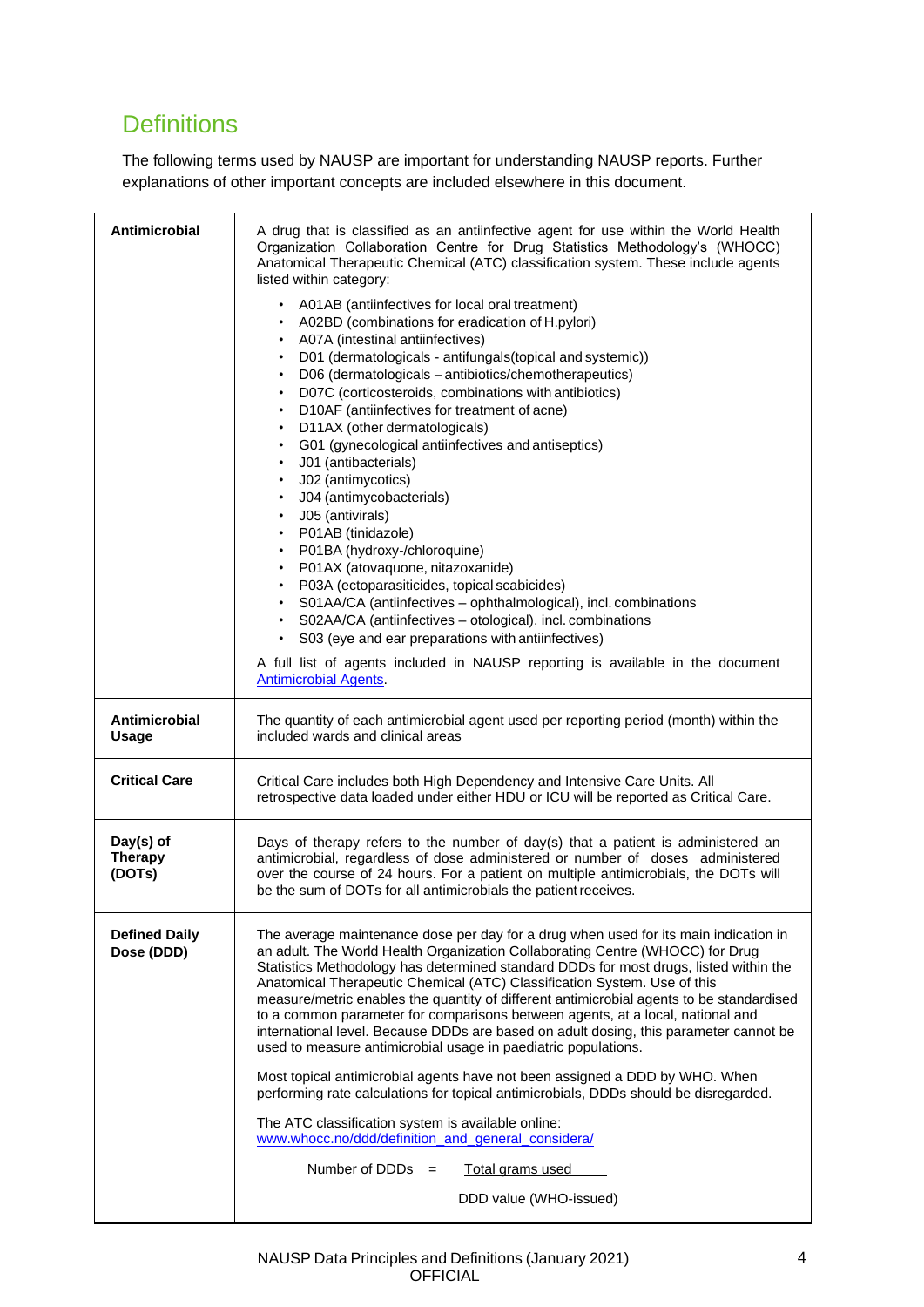# Definitions

The following terms used by NAUSP are important for understanding NAUSP reports. Further explanations of other important concepts are included elsewhere in this document.

| | |
|---|---|
| **Antimicrobial** | A drug that is classified as an antiinfective agent for use within the World Health Organization Collaboration Centre for Drug Statistics Methodology's (WHOCC) Anatomical Therapeutic Chemical (ATC) classification system. These include agents listed within category:<br><br>• A01AB (antiinfectives for local oral treatment)<br>• A02BD (combinations for eradication of H.pylori)<br>• A07A (intestinal antiinfectives)<br>• D01 (dermatologicals - antifungals(topical and systemic))<br>• D06 (dermatologicals – antibiotics/chemotherapeutics)<br>• D07C (corticosteroids, combinations with antibiotics)<br>• D10AF (antiinfectives for treatment of acne)<br>• D11AX (other dermatologicals)<br>• G01 (gynecological antiinfectives and antiseptics)<br>• J01 (antibacterials)<br>• J02 (antimycotics)<br>• J04 (antimycobacterials)<br>• J05 (antivirals)<br>• P01AB (tinidazole)<br>• P01BA (hydroxy-/chloroquine)<br>• P01AX (atovaquone, nitazoxanide)<br>• P03A (ectoparasiticides, topical scabicides)<br>• S01AA/CA (antiinfectives – ophthalmological), incl. combinations<br>• S02AA/CA (antiinfectives – otological), incl. combinations<br>• S03 (eye and ear preparations with antiinfectives)<br><br>A full list of agents included in NAUSP reporting is available in the document [Antimicrobial Agents](). |
| **Antimicrobial Usage** | The quantity of each antimicrobial agent used per reporting period (month) within the included wards and clinical areas |
| **Critical Care** | Critical Care includes both High Dependency and Intensive Care Units. All retrospective data loaded under either HDU or ICU will be reported as Critical Care. |
| **Day(s) of Therapy (DOTs)** | Days of therapy refers to the number of day(s) that a patient is administered an antimicrobial, regardless of dose administered or number of doses administered over the course of 24 hours. For a patient on multiple antimicrobials, the DOTs will be the sum of DOTs for all antimicrobials the patient receives. |
| **Defined Daily Dose (DDD)** | The average maintenance dose per day for a drug when used for its main indication in an adult. The World Health Organization Collaborating Centre (WHOCC) for Drug Statistics Methodology has determined standard DDDs for most drugs, listed within the Anatomical Therapeutic Chemical (ATC) Classification System. Use of this measure/metric enables the quantity of different antimicrobial agents to be standardised to a common parameter for comparisons between agents, at a local, national and international level. Because DDDs are based on adult dosing, this parameter cannot be used to measure antimicrobial usage in paediatric populations.<br><br>Most topical antimicrobial agents have not been assigned a DDD by WHO. When performing rate calculations for topical antimicrobials, DDDs should be disregarded.<br><br>The ATC classification system is available online: [www.whocc.no/ddd/definition_and_general_considera/]()<br><br>$$\text{Number of DDDs} = \frac{\text{Total grams used}}{\text{DDD value (WHO-issued)}}$$ |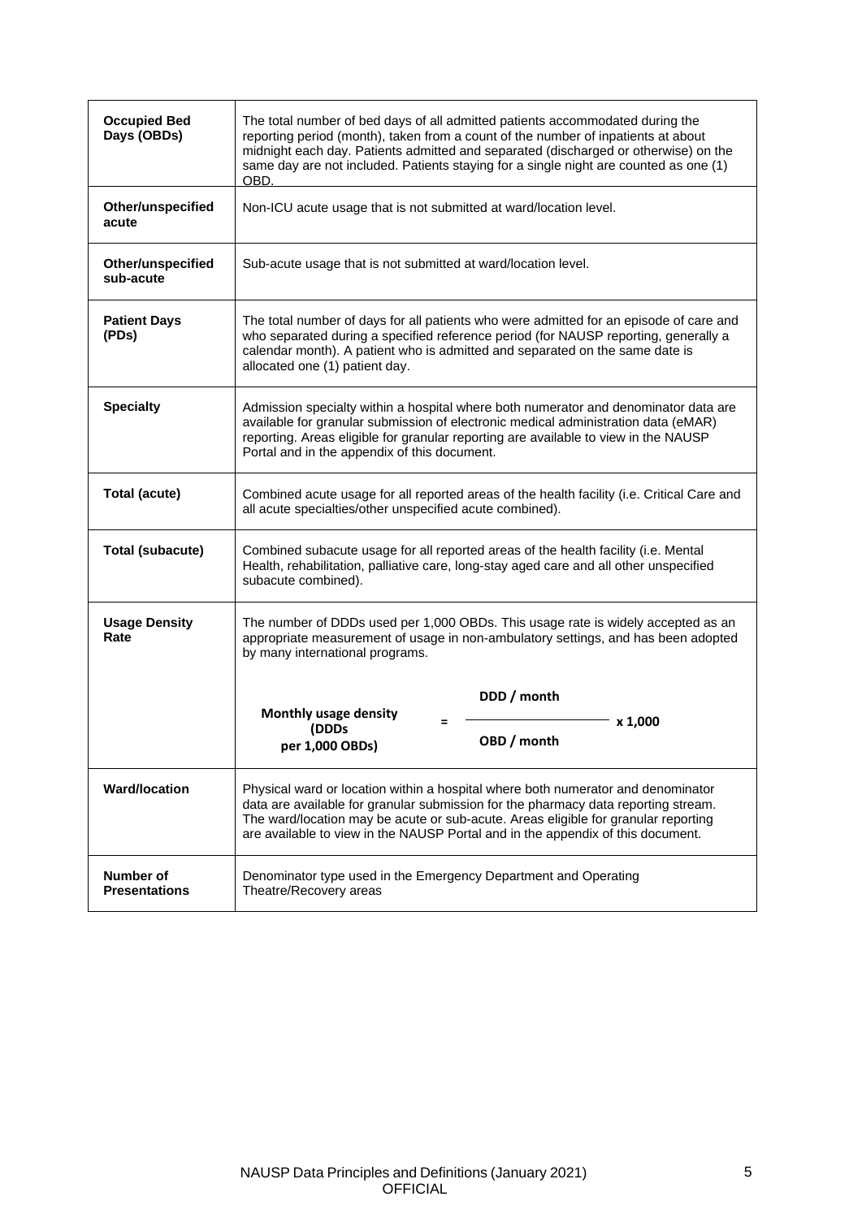| | |
|---|---|
| **Occupied Bed Days (OBDs)** | The total number of bed days of all admitted patients accommodated during the reporting period (month), taken from a count of the number of inpatients at about midnight each day. Patients admitted and separated (discharged or otherwise) on the same day are not included. Patients staying for a single night are counted as one (1) OBD. |
| **Other/unspecified acute** | Non-ICU acute usage that is not submitted at ward/location level. |
| **Other/unspecified sub-acute** | Sub-acute usage that is not submitted at ward/location level. |
| **Patient Days (PDs)** | The total number of days for all patients who were admitted for an episode of care and who separated during a specified reference period (for NAUSP reporting, generally a calendar month). A patient who is admitted and separated on the same date is allocated one (1) patient day. |
| **Specialty** | Admission specialty within a hospital where both numerator and denominator data are available for granular submission of electronic medical administration data (eMAR) reporting. Areas eligible for granular reporting are available to view in the NAUSP Portal and in the appendix of this document. |
| **Total (acute)** | Combined acute usage for all reported areas of the health facility (i.e. Critical Care and all acute specialties/other unspecified acute combined). |
| **Total (subacute)** | Combined subacute usage for all reported areas of the health facility (i.e. Mental Health, rehabilitation, palliative care, long-stay aged care and all other unspecified subacute combined). |
| **Usage Density Rate** | The number of DDDs used per 1,000 OBDs. This usage rate is widely accepted as an appropriate measurement of usage in non-ambulatory settings, and has been adopted by many international programs. $$\text{Monthly usage density (DDDs per 1,000 OBDs)} = \frac{\text{DDD / month}}{\text{OBD / month}} \times 1{,}000$$ |
| **Ward/location** | Physical ward or location within a hospital where both numerator and denominator data are available for granular submission for the pharmacy data reporting stream. The ward/location may be acute or sub-acute. Areas eligible for granular reporting are available to view in the NAUSP Portal and in the appendix of this document. |
| **Number of Presentations** | Denominator type used in the Emergency Department and Operating Theatre/Recovery areas |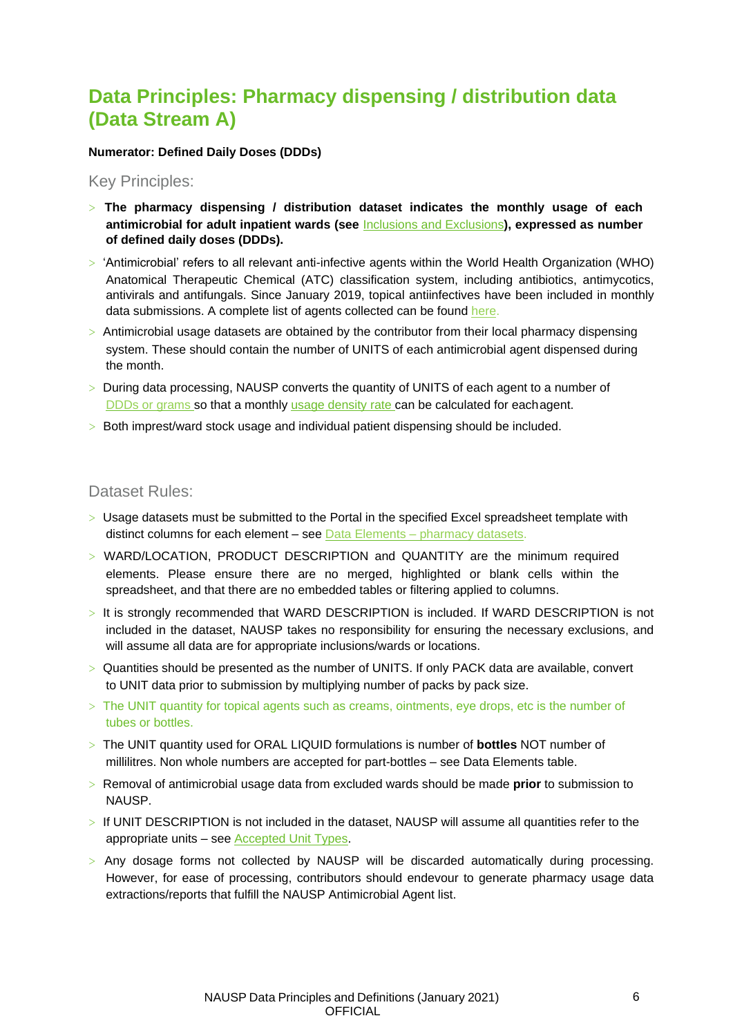# Data Principles: Pharmacy dispensing / distribution data (Data Stream A)

**Numerator: Defined Daily Doses (DDDs)**

## Key Principles:

- **The pharmacy dispensing / distribution dataset indicates the monthly usage of each antimicrobial for adult inpatient wards (see Inclusions and Exclusions), expressed as number of defined daily doses (DDDs).**
- 'Antimicrobial' refers to all relevant anti-infective agents within the World Health Organization (WHO) Anatomical Therapeutic Chemical (ATC) classification system, including antibiotics, antimycotics, antivirals and antifungals. Since January 2019, topical antiinfectives have been included in monthly data submissions. A complete list of agents collected can be found here.
- Antimicrobial usage datasets are obtained by the contributor from their local pharmacy dispensing system. These should contain the number of UNITS of each antimicrobial agent dispensed during the month.
- During data processing, NAUSP converts the quantity of UNITS of each agent to a number of DDDs or grams so that a monthly usage density rate can be calculated for each agent.
- Both impress/ward stock usage and individual patient dispensing should be included.

## Dataset Rules:

- Usage datasets must be submitted to the Portal in the specified Excel spreadsheet template with distinct columns for each element – see Data Elements – pharmacy datasets.
- WARD/LOCATION, PRODUCT DESCRIPTION and QUANTITY are the minimum required elements. Please ensure there are no merged, highlighted or blank cells within the spreadsheet, and that there are no embedded tables or filtering applied to columns.
- It is strongly recommended that WARD DESCRIPTION is included. If WARD DESCRIPTION is not included in the dataset, NAUSP takes no responsibility for ensuring the necessary exclusions, and will assume all data are for appropriate inclusions/wards or locations.
- Quantities should be presented as the number of UNITS. If only PACK data are available, convert to UNIT data prior to submission by multiplying number of packs by pack size.
- The UNIT quantity for topical agents such as creams, ointments, eye drops, etc is the number of tubes or bottles.
- The UNIT quantity used for ORAL LIQUID formulations is number of **bottles** NOT number of millilitres. Non whole numbers are accepted for part-bottles – see Data Elements table.
- Removal of antimicrobial usage data from excluded wards should be made **prior** to submission to NAUSP.
- If UNIT DESCRIPTION is not included in the dataset, NAUSP will assume all quantities refer to the appropriate units – see Accepted Unit Types.
- Any dosage forms not collected by NAUSP will be discarded automatically during processing. However, for ease of processing, contributors should endevour to generate pharmacy usage data extractions/reports that fulfill the NAUSP Antimicrobial Agent list.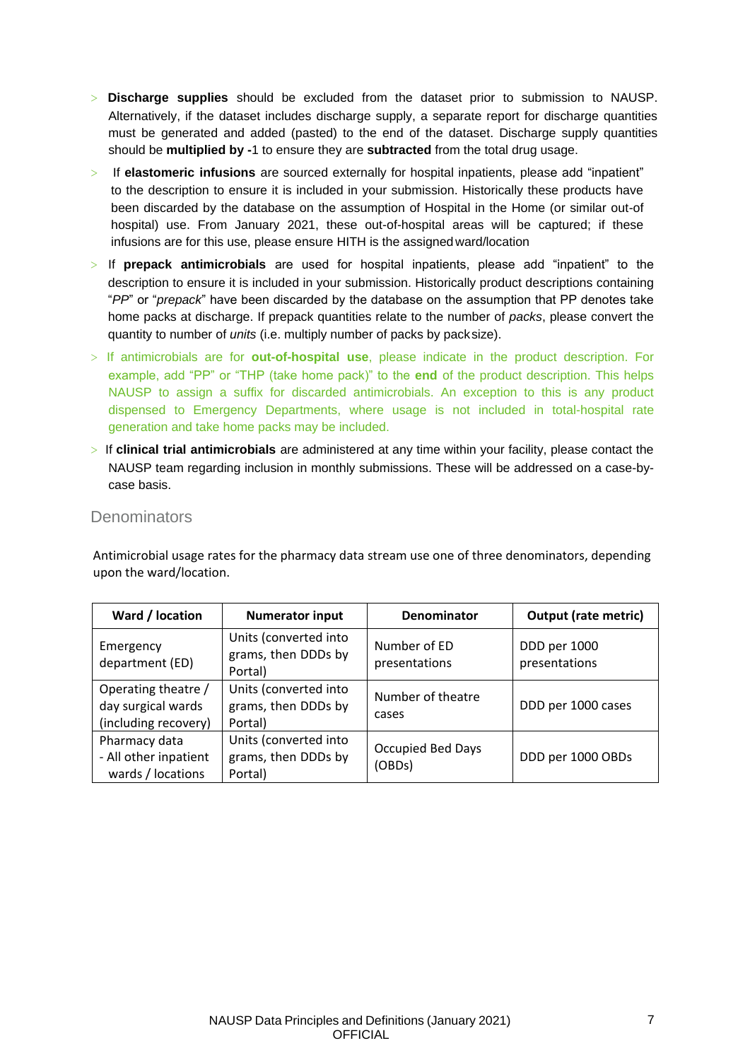- **Discharge supplies** should be excluded from the dataset prior to submission to NAUSP. Alternatively, if the dataset includes discharge supply, a separate report for discharge quantities must be generated and added (pasted) to the end of the dataset. Discharge supply quantities should be **multiplied by -**1 to ensure they are **subtracted** from the total drug usage.
- If **elastomeric infusions** are sourced externally for hospital inpatients, please add "inpatient" to the description to ensure it is included in your submission. Historically these products have been discarded by the database on the assumption of Hospital in the Home (or similar out-of hospital) use. From January 2021, these out-of-hospital areas will be captured; if these infusions are for this use, please ensure HITH is the assigned ward/location
- If **prepack antimicrobials** are used for hospital inpatients, please add "inpatient" to the description to ensure it is included in your submission. Historically product descriptions containing "*PP*" or "*prepack*" have been discarded by the database on the assumption that PP denotes take home packs at discharge. If prepack quantities relate to the number of *packs*, please convert the quantity to number of *units* (i.e. multiply number of packs by packsize).
- If antimicrobials are for **out-of-hospital use**, please indicate in the product description. For example, add "PP" or "THP (take home pack)" to the **end** of the product description. This helps NAUSP to assign a suffix for discarded antimicrobials. An exception to this is any product dispensed to Emergency Departments, where usage is not included in total-hospital rate generation and take home packs may be included.
- If **clinical trial antimicrobials** are administered at any time within your facility, please contact the NAUSP team regarding inclusion in monthly submissions. These will be addressed on a case-by-case basis.

## Denominators

Antimicrobial usage rates for the pharmacy data stream use one of three denominators, depending upon the ward/location.

| Ward / location | Numerator input | Denominator | Output (rate metric) |
|---|---|---|---|
| Emergency department (ED) | Units (converted into grams, then DDDs by Portal) | Number of ED presentations | DDD per 1000 presentations |
| Operating theatre / day surgical wards (including recovery) | Units (converted into grams, then DDDs by Portal) | Number of theatre cases | DDD per 1000 cases |
| Pharmacy data - All other inpatient wards / locations | Units (converted into grams, then DDDs by Portal) | Occupied Bed Days (OBDs) | DDD per 1000 OBDs |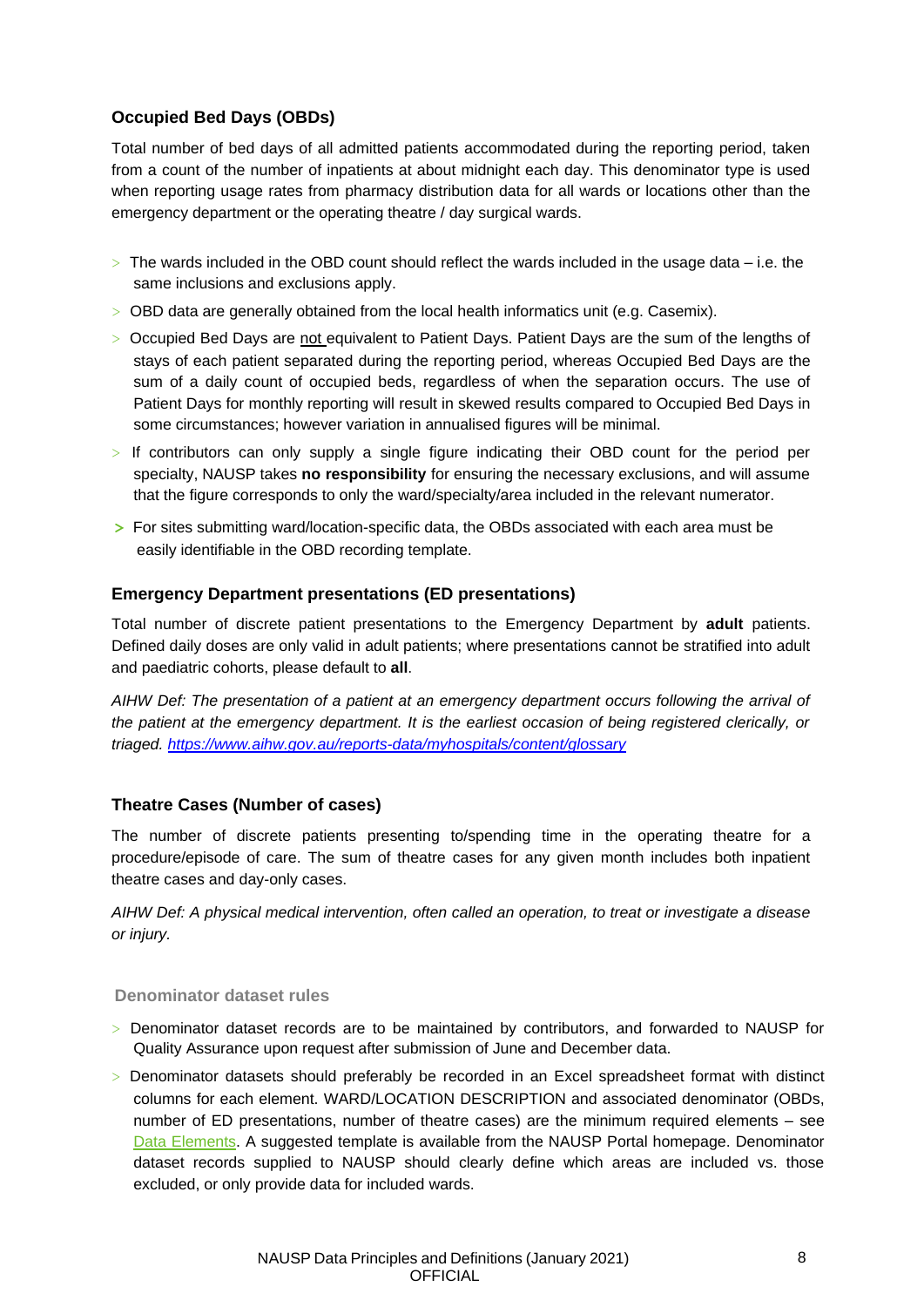### Occupied Bed Days (OBDs)

Total number of bed days of all admitted patients accommodated during the reporting period, taken from a count of the number of inpatients at about midnight each day. This denominator type is used when reporting usage rates from pharmacy distribution data for all wards or locations other than the emergency department or the operating theatre / day surgical wards.

- The wards included in the OBD count should reflect the wards included in the usage data – i.e. the same inclusions and exclusions apply.
- OBD data are generally obtained from the local health informatics unit (e.g. Casemix).
- Occupied Bed Days are not equivalent to Patient Days. Patient Days are the sum of the lengths of stays of each patient separated during the reporting period, whereas Occupied Bed Days are the sum of a daily count of occupied beds, regardless of when the separation occurs. The use of Patient Days for monthly reporting will result in skewed results compared to Occupied Bed Days in some circumstances; however variation in annualised figures will be minimal.
- If contributors can only supply a single figure indicating their OBD count for the period per specialty, NAUSP takes **no responsibility** for ensuring the necessary exclusions, and will assume that the figure corresponds to only the ward/specialty/area included in the relevant numerator.
- For sites submitting ward/location-specific data, the OBDs associated with each area must be easily identifiable in the OBD recording template.

### Emergency Department presentations (ED presentations)

Total number of discrete patient presentations to the Emergency Department by **adult** patients. Defined daily doses are only valid in adult patients; where presentations cannot be stratified into adult and paediatric cohorts, please default to **all**.

*AIHW Def: The presentation of a patient at an emergency department occurs following the arrival of the patient at the emergency department. It is the earliest occasion of being registered clerically, or triaged. https://www.aihw.gov.au/reports-data/myhospitals/content/glossary*

### Theatre Cases (Number of cases)

The number of discrete patients presenting to/spending time in the operating theatre for a procedure/episode of care. The sum of theatre cases for any given month includes both inpatient theatre cases and day-only cases.

*AIHW Def: A physical medical intervention, often called an operation, to treat or investigate a disease or injury.*

#### Denominator dataset rules

- Denominator dataset records are to be maintained by contributors, and forwarded to NAUSP for Quality Assurance upon request after submission of June and December data.
- Denominator datasets should preferably be recorded in an Excel spreadsheet format with distinct columns for each element. WARD/LOCATION DESCRIPTION and associated denominator (OBDs, number of ED presentations, number of theatre cases) are the minimum required elements – see Data Elements. A suggested template is available from the NAUSP Portal homepage. Denominator dataset records supplied to NAUSP should clearly define which areas are included vs. those excluded, or only provide data for included wards.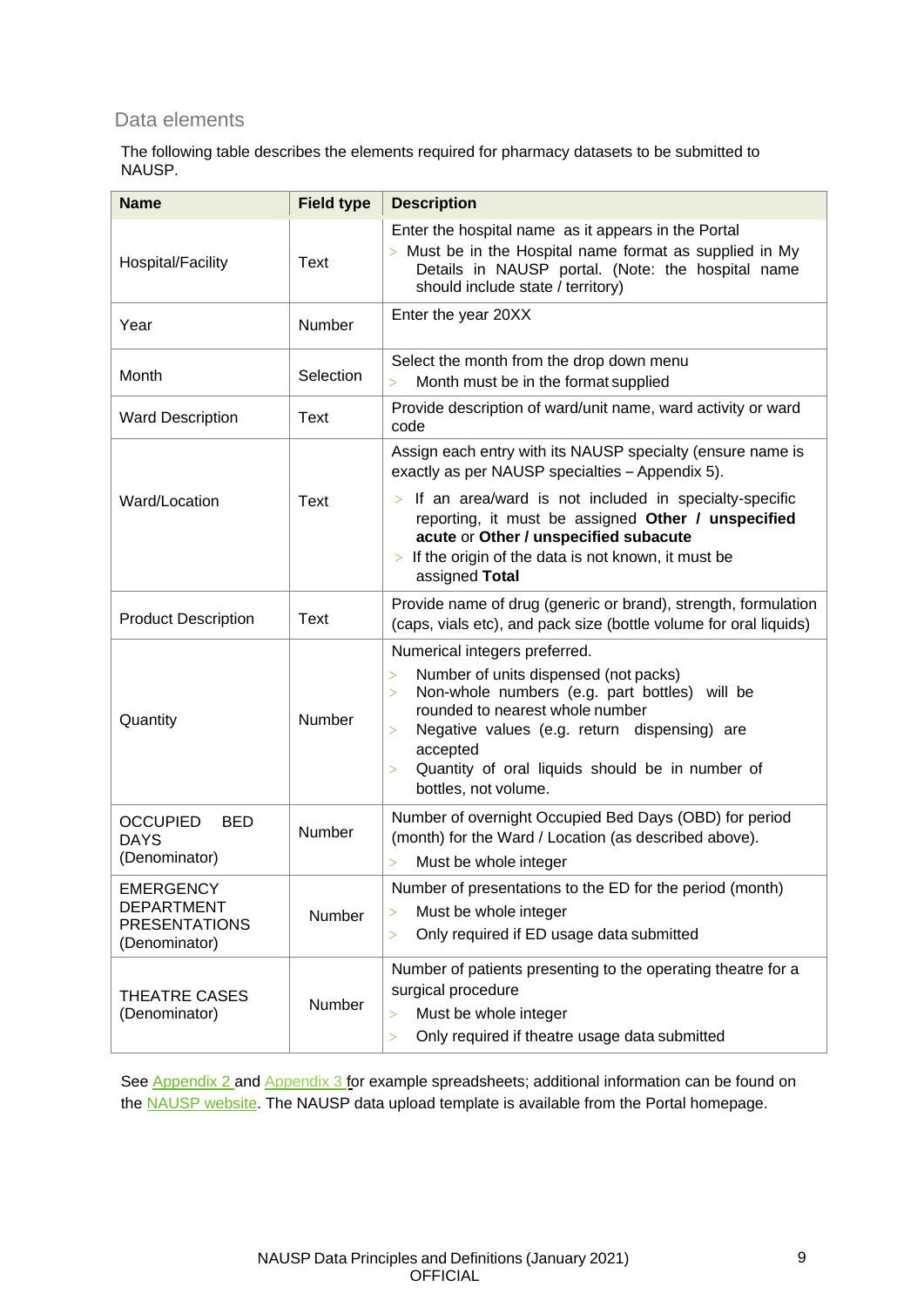## Data elements

The following table describes the elements required for pharmacy datasets to be submitted to NAUSP.

| Name | Field type | Description |
|---|---|---|
| Hospital/Facility | Text | Enter the hospital name as it appears in the Portal<br>> Must be in the Hospital name format as supplied in My Details in NAUSP portal. (Note: the hospital name should include state / territory) |
| Year | Number | Enter the year 20XX |
| Month | Selection | Select the month from the drop down menu<br>> Month must be in the format supplied |
| Ward Description | Text | Provide description of ward/unit name, ward activity or ward code |
| Ward/Location | Text | Assign each entry with its NAUSP specialty (ensure name is exactly as per NAUSP specialties – Appendix 5).<br>> If an area/ward is not included in specialty-specific reporting, it must be assigned **Other / unspecified acute** or **Other / unspecified subacute**<br>> If the origin of the data is not known, it must be assigned **Total** |
| Product Description | Text | Provide name of drug (generic or brand), strength, formulation (caps, vials etc), and pack size (bottle volume for oral liquids) |
| Quantity | Number | Numerical integers preferred.<br>> Number of units dispensed (not packs)<br>> Non-whole numbers (e.g. part bottles) will be rounded to nearest whole number<br>> Negative values (e.g. return dispensing) are accepted<br>> Quantity of oral liquids should be in number of bottles, not volume. |
| OCCUPIED BED DAYS (Denominator) | Number | Number of overnight Occupied Bed Days (OBD) for period (month) for the Ward / Location (as described above).<br>> Must be whole integer |
| EMERGENCY DEPARTMENT PRESENTATIONS (Denominator) | Number | Number of presentations to the ED for the period (month)<br>> Must be whole integer<br>> Only required if ED usage data submitted |
| THEATRE CASES (Denominator) | Number | Number of patients presenting to the operating theatre for a surgical procedure<br>> Must be whole integer<br>> Only required if theatre usage data submitted |

See Appendix 2 and Appendix 3 for example spreadsheets; additional information can be found on the NAUSP website. The NAUSP data upload template is available from the Portal homepage.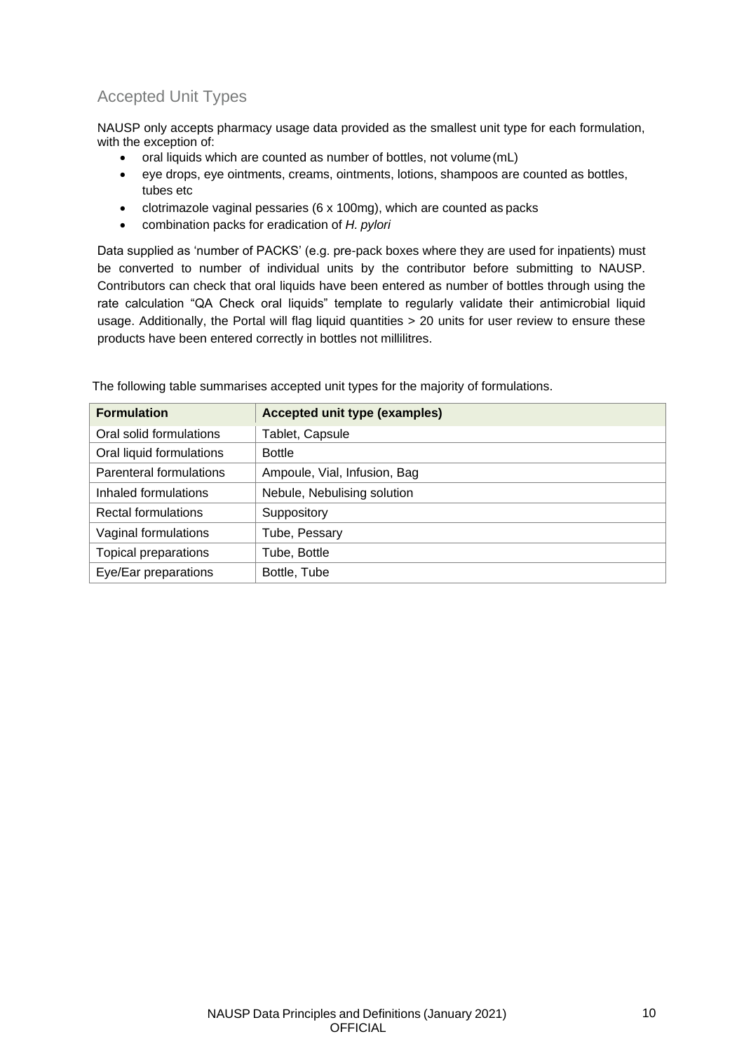## Accepted Unit Types

NAUSP only accepts pharmacy usage data provided as the smallest unit type for each formulation, with the exception of:

- oral liquids which are counted as number of bottles, not volume (mL)
- eye drops, eye ointments, creams, ointments, lotions, shampoos are counted as bottles, tubes etc
- clotrimazole vaginal pessaries (6 x 100mg), which are counted as packs
- combination packs for eradication of *H. pylori*

Data supplied as 'number of PACKS' (e.g. pre-pack boxes where they are used for inpatients) must be converted to number of individual units by the contributor before submitting to NAUSP. Contributors can check that oral liquids have been entered as number of bottles through using the rate calculation "QA Check oral liquids" template to regularly validate their antimicrobial liquid usage. Additionally, the Portal will flag liquid quantities > 20 units for user review to ensure these products have been entered correctly in bottles not millilitres.

The following table summarises accepted unit types for the majority of formulations.

| Formulation | Accepted unit type (examples) |
|---|---|
| Oral solid formulations | Tablet, Capsule |
| Oral liquid formulations | Bottle |
| Parenteral formulations | Ampoule, Vial, Infusion, Bag |
| Inhaled formulations | Nebule, Nebulising solution |
| Rectal formulations | Suppository |
| Vaginal formulations | Tube, Pessary |
| Topical preparations | Tube, Bottle |
| Eye/Ear preparations | Bottle, Tube |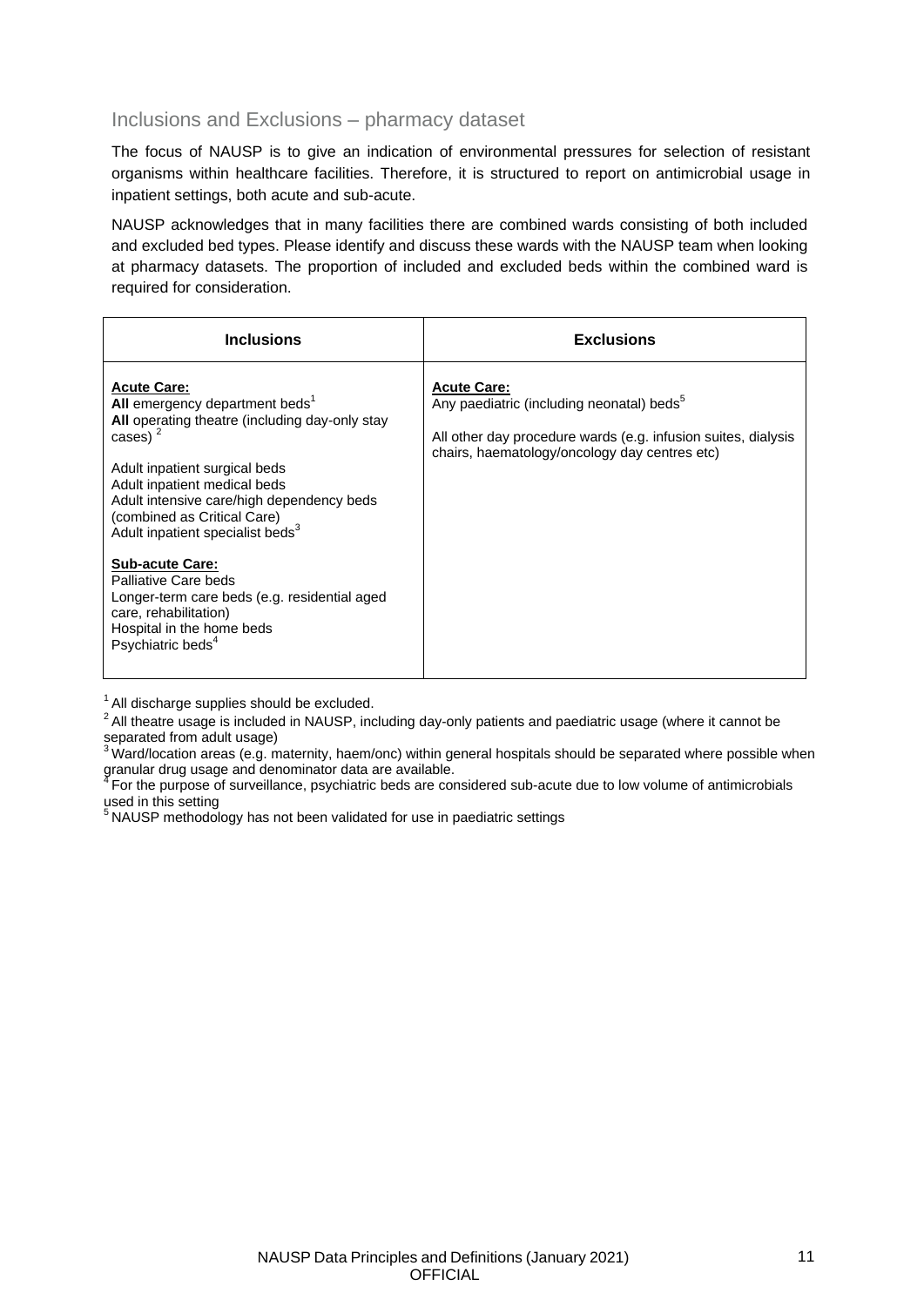## Inclusions and Exclusions – pharmacy dataset

The focus of NAUSP is to give an indication of environmental pressures for selection of resistant organisms within healthcare facilities. Therefore, it is structured to report on antimicrobial usage in inpatient settings, both acute and sub-acute.

NAUSP acknowledges that in many facilities there are combined wards consisting of both included and excluded bed types. Please identify and discuss these wards with the NAUSP team when looking at pharmacy datasets. The proportion of included and excluded beds within the combined ward is required for consideration.

| Inclusions | Exclusions |
|---|---|
| **Acute Care:**<br>**All** emergency department beds[1]<br>**All** operating theatre (including day-only stay cases) [2]<br><br>Adult inpatient surgical beds<br>Adult inpatient medical beds<br>Adult intensive care/high dependency beds (combined as Critical Care)<br>Adult inpatient specialist beds[3]<br><br>**Sub-acute Care:**<br>Palliative Care beds<br>Longer-term care beds (e.g. residential aged care, rehabilitation)<br>Hospital in the home beds<br>Psychiatric beds[4] | **Acute Care:**<br>Any paediatric (including neonatal) beds[5]<br><br>All other day procedure wards (e.g. infusion suites, dialysis chairs, haematology/oncology day centres etc) |

[1] All discharge supplies should be excluded.
[2] All theatre usage is included in NAUSP, including day-only patients and paediatric usage (where it cannot be separated from adult usage)
[3] Ward/location areas (e.g. maternity, haem/onc) within general hospitals should be separated where possible when granular drug usage and denominator data are available.
[4] For the purpose of surveillance, psychiatric beds are considered sub-acute due to low volume of antimicrobials used in this setting
[5] NAUSP methodology has not been validated for use in paediatric settings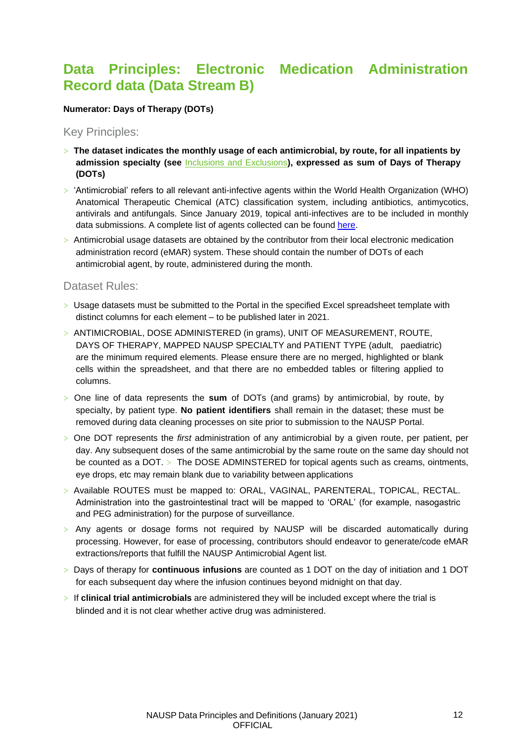# Data Principles: Electronic Medication Administration Record data (Data Stream B)

**Numerator: Days of Therapy (DOTs)**

## Key Principles:

- **The dataset indicates the monthly usage of each antimicrobial, by route, for all inpatients by admission specialty (see Inclusions and Exclusions), expressed as sum of Days of Therapy (DOTs)**
- 'Antimicrobial' refers to all relevant anti-infective agents within the World Health Organization (WHO) Anatomical Therapeutic Chemical (ATC) classification system, including antibiotics, antimycotics, antivirals and antifungals. Since January 2019, topical anti-infectives are to be included in monthly data submissions. A complete list of agents collected can be found here.
- Antimicrobial usage datasets are obtained by the contributor from their local electronic medication administration record (eMAR) system. These should contain the number of DOTs of each antimicrobial agent, by route, administered during the month.

## Dataset Rules:

- Usage datasets must be submitted to the Portal in the specified Excel spreadsheet template with distinct columns for each element – to be published later in 2021.
- ANTIMICROBIAL, DOSE ADMINISTERED (in grams), UNIT OF MEASUREMENT, ROUTE, DAYS OF THERAPY, MAPPED NAUSP SPECIALTY and PATIENT TYPE (adult, paediatric) are the minimum required elements. Please ensure there are no merged, highlighted or blank cells within the spreadsheet, and that there are no embedded tables or filtering applied to columns.
- One line of data represents the **sum** of DOTs (and grams) by antimicrobial, by route, by specialty, by patient type. **No patient identifiers** shall remain in the dataset; these must be removed during data cleaning processes on site prior to submission to the NAUSP Portal.
- One DOT represents the *first* administration of any antimicrobial by a given route, per patient, per day. Any subsequent doses of the same antimicrobial by the same route on the same day should not be counted as a DOT. > The DOSE ADMINSTERED for topical agents such as creams, ointments, eye drops, etc may remain blank due to variability between applications
- Available ROUTES must be mapped to: ORAL, VAGINAL, PARENTERAL, TOPICAL, RECTAL. Administration into the gastrointestinal tract will be mapped to 'ORAL' (for example, nasogastric and PEG administration) for the purpose of surveillance.
- Any agents or dosage forms not required by NAUSP will be discarded automatically during processing. However, for ease of processing, contributors should endeavor to generate/code eMAR extractions/reports that fulfill the NAUSP Antimicrobial Agent list.
- Days of therapy for **continuous infusions** are counted as 1 DOT on the day of initiation and 1 DOT for each subsequent day where the infusion continues beyond midnight on that day.
- If **clinical trial antimicrobials** are administered they will be included except where the trial is blinded and it is not clear whether active drug was administered.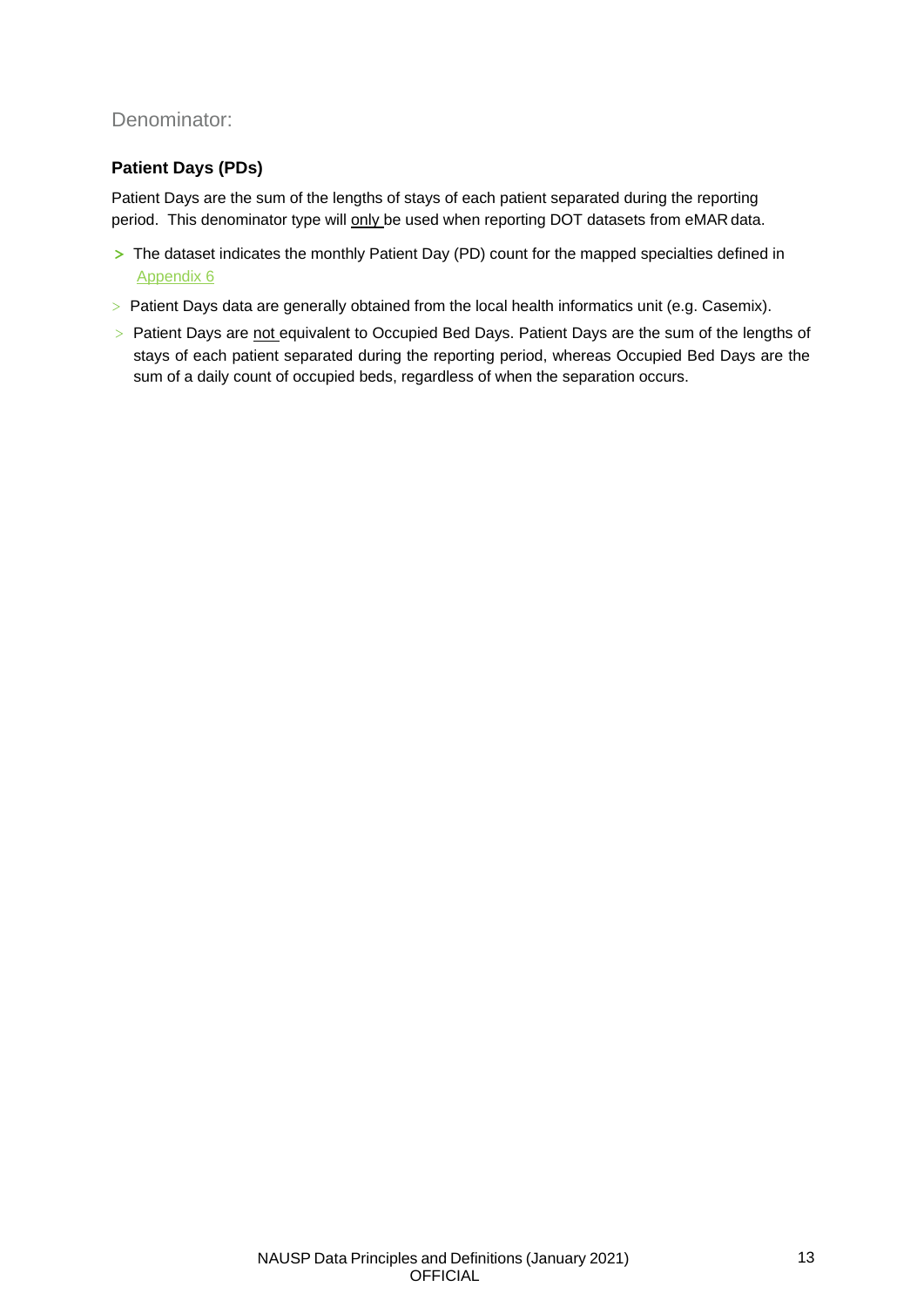## Denominator:

### Patient Days (PDs)

Patient Days are the sum of the lengths of stays of each patient separated during the reporting period. This denominator type will only be used when reporting DOT datasets from eMAR data.

- The dataset indicates the monthly Patient Day (PD) count for the mapped specialties defined in Appendix 6
- Patient Days data are generally obtained from the local health informatics unit (e.g. Casemix).
- Patient Days are not equivalent to Occupied Bed Days. Patient Days are the sum of the lengths of stays of each patient separated during the reporting period, whereas Occupied Bed Days are the sum of a daily count of occupied beds, regardless of when the separation occurs.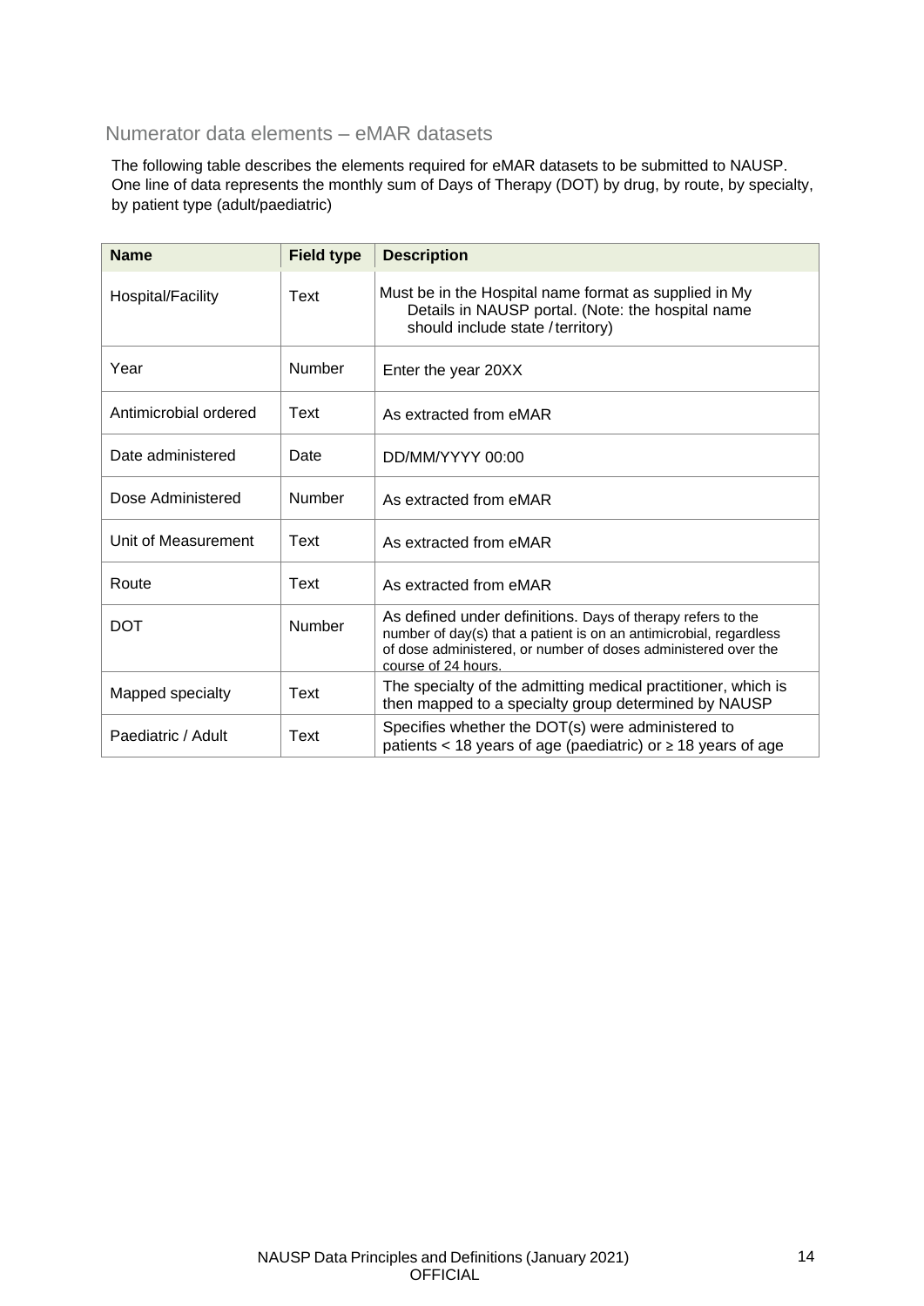## Numerator data elements – eMAR datasets

The following table describes the elements required for eMAR datasets to be submitted to NAUSP. One line of data represents the monthly sum of Days of Therapy (DOT) by drug, by route, by specialty, by patient type (adult/paediatric)

| Name | Field type | Description |
|---|---|---|
| Hospital/Facility | Text | Must be in the Hospital name format as supplied in My Details in NAUSP portal. (Note: the hospital name should include state / territory) |
| Year | Number | Enter the year 20XX |
| Antimicrobial ordered | Text | As extracted from eMAR |
| Date administered | Date | DD/MM/YYYY 00:00 |
| Dose Administered | Number | As extracted from eMAR |
| Unit of Measurement | Text | As extracted from eMAR |
| Route | Text | As extracted from eMAR |
| DOT | Number | As defined under definitions. Days of therapy refers to the number of day(s) that a patient is on an antimicrobial, regardless of dose administered, or number of doses administered over the course of 24 hours. |
| Mapped specialty | Text | The specialty of the admitting medical practitioner, which is then mapped to a specialty group determined by NAUSP |
| Paediatric / Adult | Text | Specifies whether the DOT(s) were administered to patients < 18 years of age (paediatric) or ≥ 18 years of age |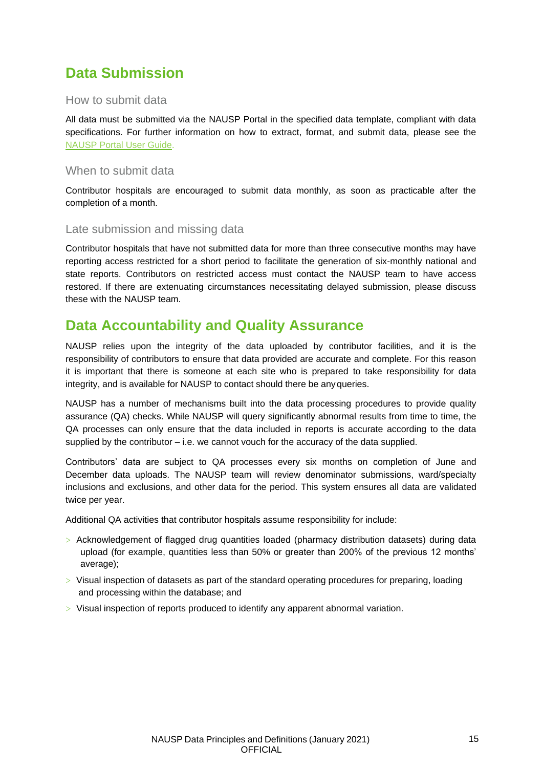## Data Submission

### How to submit data

All data must be submitted via the NAUSP Portal in the specified data template, compliant with data specifications. For further information on how to extract, format, and submit data, please see the NAUSP Portal User Guide.

### When to submit data

Contributor hospitals are encouraged to submit data monthly, as soon as practicable after the completion of a month.

### Late submission and missing data

Contributor hospitals that have not submitted data for more than three consecutive months may have reporting access restricted for a short period to facilitate the generation of six-monthly national and state reports. Contributors on restricted access must contact the NAUSP team to have access restored. If there are extenuating circumstances necessitating delayed submission, please discuss these with the NAUSP team.

## Data Accountability and Quality Assurance

NAUSP relies upon the integrity of the data uploaded by contributor facilities, and it is the responsibility of contributors to ensure that data provided are accurate and complete. For this reason it is important that there is someone at each site who is prepared to take responsibility for data integrity, and is available for NAUSP to contact should there be any queries.

NAUSP has a number of mechanisms built into the data processing procedures to provide quality assurance (QA) checks. While NAUSP will query significantly abnormal results from time to time, the QA processes can only ensure that the data included in reports is accurate according to the data supplied by the contributor – i.e. we cannot vouch for the accuracy of the data supplied.

Contributors' data are subject to QA processes every six months on completion of June and December data uploads. The NAUSP team will review denominator submissions, ward/specialty inclusions and exclusions, and other data for the period. This system ensures all data are validated twice per year.

Additional QA activities that contributor hospitals assume responsibility for include:

- Acknowledgement of flagged drug quantities loaded (pharmacy distribution datasets) during data upload (for example, quantities less than 50% or greater than 200% of the previous 12 months' average);
- Visual inspection of datasets as part of the standard operating procedures for preparing, loading and processing within the database; and
- Visual inspection of reports produced to identify any apparent abnormal variation.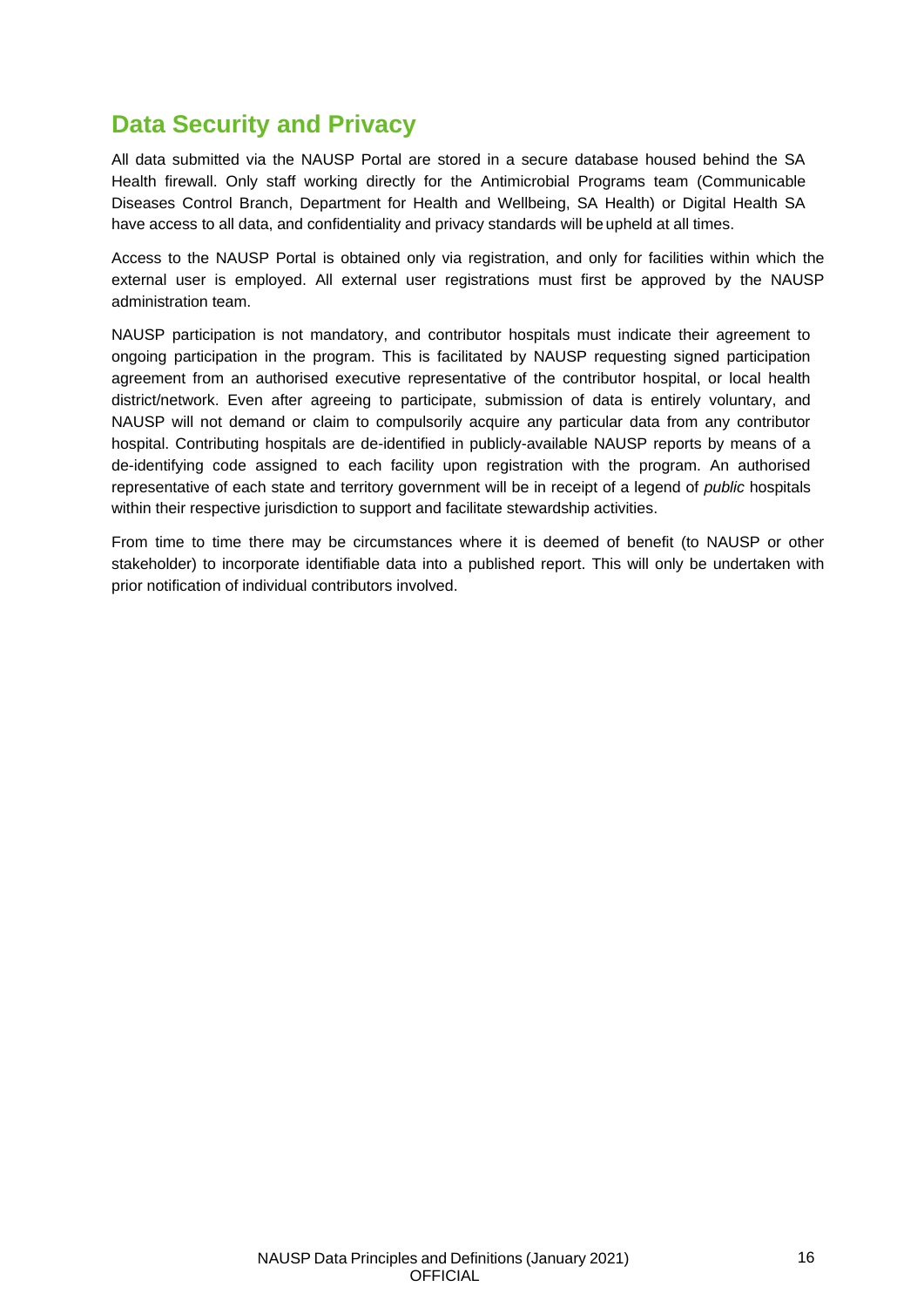## Data Security and Privacy

All data submitted via the NAUSP Portal are stored in a secure database housed behind the SA Health firewall. Only staff working directly for the Antimicrobial Programs team (Communicable Diseases Control Branch, Department for Health and Wellbeing, SA Health) or Digital Health SA have access to all data, and confidentiality and privacy standards will be upheld at all times.

Access to the NAUSP Portal is obtained only via registration, and only for facilities within which the external user is employed. All external user registrations must first be approved by the NAUSP administration team.

NAUSP participation is not mandatory, and contributor hospitals must indicate their agreement to ongoing participation in the program. This is facilitated by NAUSP requesting signed participation agreement from an authorised executive representative of the contributor hospital, or local health district/network. Even after agreeing to participate, submission of data is entirely voluntary, and NAUSP will not demand or claim to compulsorily acquire any particular data from any contributor hospital. Contributing hospitals are de-identified in publicly-available NAUSP reports by means of a de-identifying code assigned to each facility upon registration with the program. An authorised representative of each state and territory government will be in receipt of a legend of *public* hospitals within their respective jurisdiction to support and facilitate stewardship activities.

From time to time there may be circumstances where it is deemed of benefit (to NAUSP or other stakeholder) to incorporate identifiable data into a published report. This will only be undertaken with prior notification of individual contributors involved.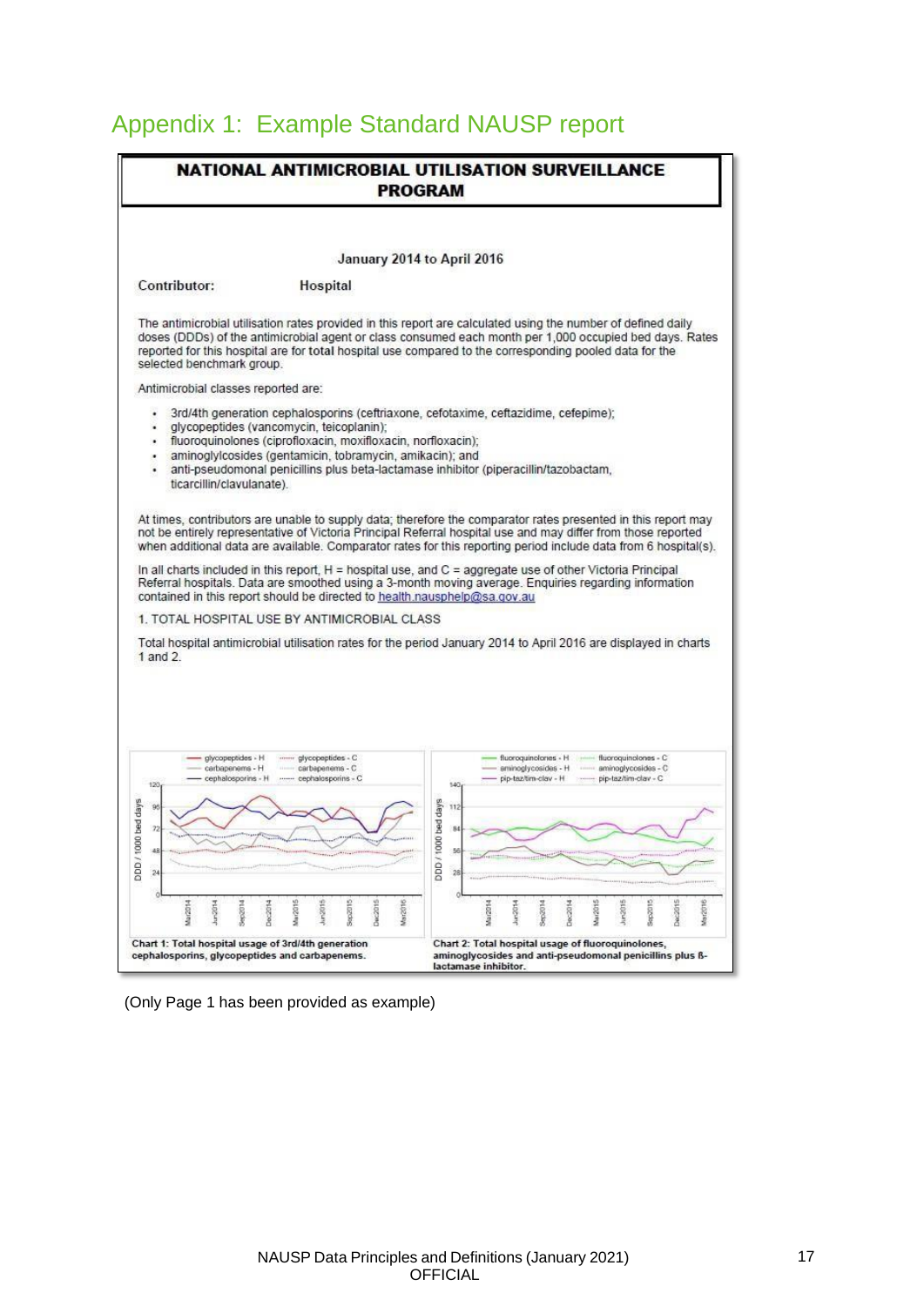# Appendix 1: Example Standard NAUSP report

**NATIONAL ANTIMICROBIAL UTILISATION SURVEILLANCE PROGRAM**

**January 2014 to April 2016**

**Contributor:** **Hospital**

The antimicrobial utilisation rates provided in this report are calculated using the number of defined daily doses (DDDs) of the antimicrobial agent or class consumed each month per 1,000 occupied bed days. Rates reported for this hospital are for **total** hospital use compared to the corresponding pooled data for the selected benchmark group.

Antimicrobial classes reported are:

- 3rd/4th generation cephalosporins (ceftriaxone, cefotaxime, ceftazidime, cefepime);
- glycopeptides (vancomycin, teicoplanin);
- fluoroquinolones (ciprofloxacin, moxifloxacin, norfloxacin);
- aminoglylcosides (gentamicin, tobramycin, amikacin); and
- anti-pseudomonal penicillins plus beta-lactamase inhibitor (piperacillin/tazobactam, ticarcillin/clavulanate).

At times, contributors are unable to supply data; therefore the comparator rates presented in this report may not be entirely representative of Victoria Principal Referral hospital use and may differ from those reported when additional data are available. Comparator rates for this reporting period include data from 6 hospital(s).

In all charts included in this report, H = hospital use, and C = aggregate use of other Victoria Principal Referral hospitals. Data are smoothed using a 3-month moving average. Enquiries regarding information contained in this report should be directed to health.nausphelp@sa.gov.au

1. TOTAL HOSPITAL USE BY ANTIMICROBIAL CLASS

Total hospital antimicrobial utilisation rates for the period January 2014 to April 2016 are displayed in charts 1 and 2.

**Chart 1: Total hospital usage of 3rd/4th generation cephalosporins, glycopeptides and carbapenems.**

**Chart 2: Total hospital usage of fluoroquinolones, aminoglycosides and anti-pseudomonal penicillins plus ß-lactamase inhibitor.**

(Only Page 1 has been provided as example)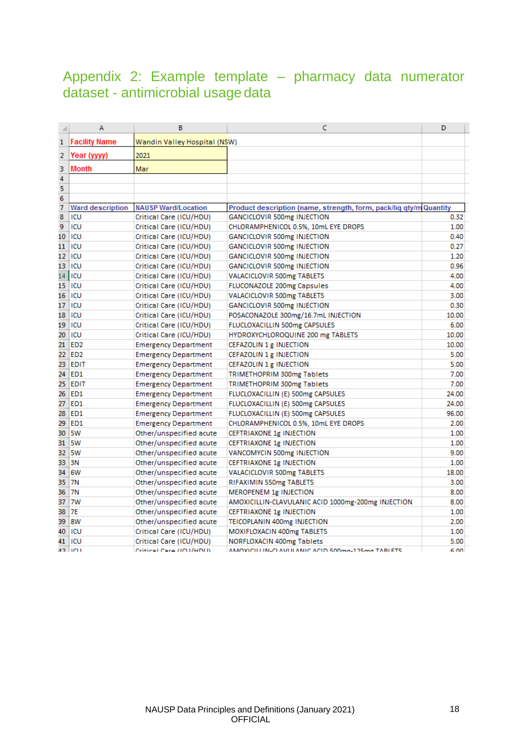# Appendix 2: Example template – pharmacy data numerator dataset - antimicrobial usage data

| | A | B | C | D |
|---|---|---|---|---|
| 1 | Facility Name | Wandin Valley Hospital (NSW) | | |
| 2 | Year (yyyy) | 2021 | | |
| 3 | Month | Mar | | |
| 4 | | | | |
| 5 | | | | |
| 6 | | | | |
| 7 | Ward description | NAUSP Ward/Location | Product description (name, strength, form, pack/liq qty/m | Quantity |
| 8 | ICU | Critical Care (ICU/HDU) | GANCICLOVIR 500mg INJECTION | 0.32 |
| 9 | ICU | Critical Care (ICU/HDU) | CHLORAMPHENICOL 0.5%, 10mL EYE DROPS | 1.00 |
| 10 | ICU | Critical Care (ICU/HDU) | GANCICLOVIR 500mg INJECTION | 0.40 |
| 11 | ICU | Critical Care (ICU/HDU) | GANCICLOVIR 500mg INJECTION | 0.27 |
| 12 | ICU | Critical Care (ICU/HDU) | GANCICLOVIR 500mg INJECTION | 1.20 |
| 13 | ICU | Critical Care (ICU/HDU) | GANCICLOVIR 500mg INJECTION | 0.96 |
| 14 | ICU | Critical Care (ICU/HDU) | VALACICLOVIR 500mg TABLETS | 4.00 |
| 15 | ICU | Critical Care (ICU/HDU) | FLUCONAZOLE 200mg Capsules | 4.00 |
| 16 | ICU | Critical Care (ICU/HDU) | VALACICLOVIR 500mg TABLETS | 3.00 |
| 17 | ICU | Critical Care (ICU/HDU) | GANCICLOVIR 500mg INJECTION | 0.30 |
| 18 | ICU | Critical Care (ICU/HDU) | POSACONAZOLE 300mg/16.7mL INJECTION | 10.00 |
| 19 | ICU | Critical Care (ICU/HDU) | FLUCLOXACILLIN 500mg CAPSULES | 6.00 |
| 20 | ICU | Critical Care (ICU/HDU) | HYDROXYCHLOROQUINE 200 mg TABLETS | 10.00 |
| 21 | ED2 | Emergency Department | CEFAZOLIN 1 g INJECTION | 10.00 |
| 22 | ED2 | Emergency Department | CEFAZOLIN 1 g INJECTION | 5.00 |
| 23 | EDIT | Emergency Department | CEFAZOLIN 1 g INJECTION | 5.00 |
| 24 | ED1 | Emergency Department | TRIMETHOPRIM 300mg Tablets | 7.00 |
| 25 | EDIT | Emergency Department | TRIMETHOPRIM 300mg Tablets | 7.00 |
| 26 | ED1 | Emergency Department | FLUCLOXACILLIN (E) 500mg CAPSULES | 24.00 |
| 27 | ED1 | Emergency Department | FLUCLOXACILLIN (E) 500mg CAPSULES | 24.00 |
| 28 | ED1 | Emergency Department | FLUCLOXACILLIN (E) 500mg CAPSULES | 96.00 |
| 29 | ED1 | Emergency Department | CHLORAMPHENICOL 0.5%, 10mL EYE DROPS | 2.00 |
| 30 | 5W | Other/unspecified acute | CEFTRIAXONE 1g INJECTION | 1.00 |
| 31 | 5W | Other/unspecified acute | CEFTRIAXONE 1g INJECTION | 1.00 |
| 32 | 5W | Other/unspecified acute | VANCOMYCIN 500mg INJECTION | 9.00 |
| 33 | 3N | Other/unspecified acute | CEFTRIAXONE 1g INJECTION | 1.00 |
| 34 | 6W | Other/unspecified acute | VALACICLOVIR 500mg TABLETS | 18.00 |
| 35 | 7N | Other/unspecified acute | RIFAXIMIN 550mg TABLETS | 3.00 |
| 36 | 7N | Other/unspecified acute | MEROPENEM 1g INJECTION | 8.00 |
| 37 | 7W | Other/unspecified acute | AMOXICILLIN-CLAVULANIC ACID 1000mg-200mg INJECTION | 8.00 |
| 38 | 7E | Other/unspecified acute | CEFTRIAXONE 1g INJECTION | 1.00 |
| 39 | 8W | Other/unspecified acute | TEICOPLANIN 400mg INJECTION | 2.00 |
| 40 | ICU | Critical Care (ICU/HDU) | MOXIFLOXACIN 400mg TABLETS | 1.00 |
| 41 | ICU | Critical Care (ICU/HDU) | NORFLOXACIN 400mg Tablets | 5.00 |
| 42 | ICU | Critical Care (ICU/HDU) | AMOXICILLIN-CLAVULANIC ACID 500mg-125mg TABLETS | 6.00 |

NAUSP Data Principles and Definitions (January 2021)
OFFICIAL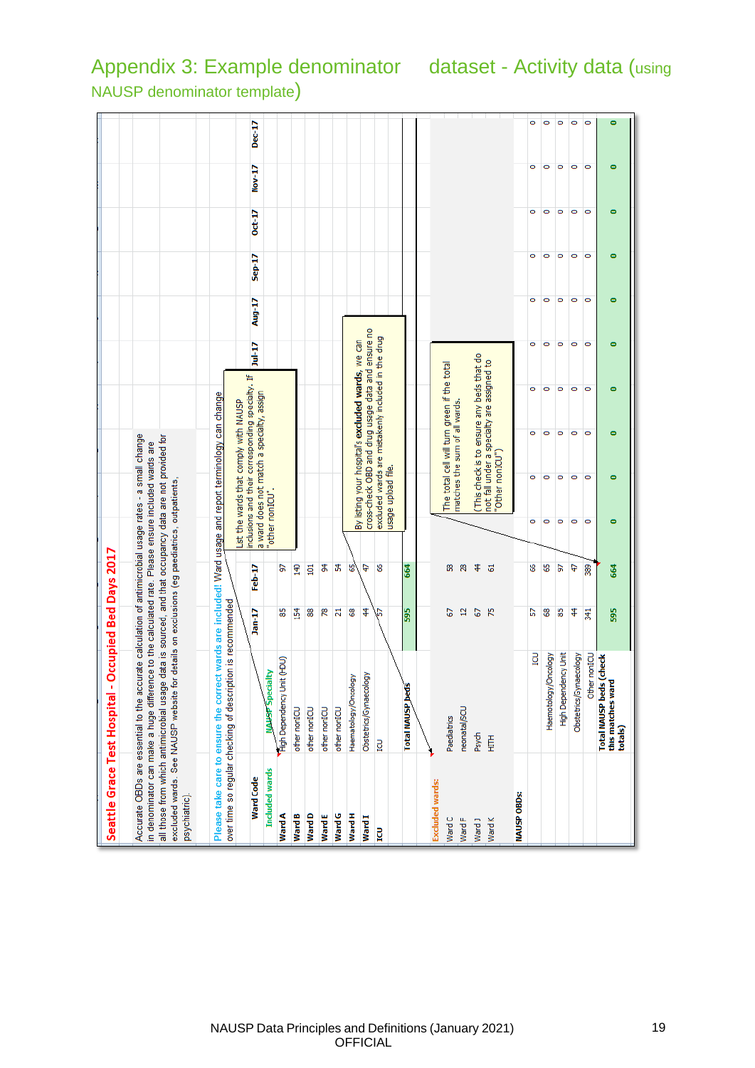# Appendix 3: Example denominator dataset - Activity data (using NAUSP denominator template)

**Seattle Grace Test Hospital - Occupied Bed Days 2017**

Accurate OBDs are essential to the accurate calculation of antimicrobial usage rates - a small change in denominator can make a huge difference to the calculated rate. Please ensure included wards are all those from which antimicrobial usage data is sourced, and that occupancy data are not provided for excluded wards. See NAUSP website for details on exclusions (eg paediatrics, outpatients, psychiatric).

Please take care to ensure the correct wards are included! Ward usage and report terminology can change over time so regular checking of description is recommended

| Ward Code | NAUSP Specialty | Jan-17 | Feb-17 | Mar-17 | Apr-17 | May-17 | Jun-17 | Jul-17 | Aug-17 | Sep-17 | Oct-17 | Nov-17 | Dec-17 |
|---|---|---|---|---|---|---|---|---|---|---|---|---|---|
| **Included wards** | | | | | | | | | | | | | |
| Ward A | High Dependency Unit (HDU) | 85 | 97 | | | | | | | | | | |
| Ward B | other nonICU | 154 | 140 | | | | | | | | | | |
| Ward D | other nonICU | 88 | 101 | | | | | | | | | | |
| Ward E | other nonICU | 78 | 94 | | | | | | | | | | |
| Ward G | other nonICU | 21 | 54 | | | | | | | | | | |
| Ward H | Haematology/Oncology | 68 | 65 | | | | | | | | | | |
| Ward I | Obstetrics/Gynaecology | 44 | 47 | | | | | | | | | | |
| ICU | ICU | 57 | 66 | | | | | | | | | | |
| | **Total NAUSP beds** | **595** | **664** | | | | | | | | | | |
| **Excluded wards:** | | | | | | | | | | | | | |
| Ward C | Paediatrics | 67 | 58 | | | | | | | | | | |
| Ward F | neonatal/SCU | 12 | 28 | | | | | | | | | | |
| Ward J | Psych | 67 | 44 | | | | | | | | | | |
| Ward K | HITH | 75 | 61 | | | | | | | | | | |
| **NAUSP OBDs:** | | | | | | | | | | | | | |
| | ICU | 57 | 66 | 0 | 0 | 0 | 0 | 0 | 0 | 0 | 0 | 0 | 0 |
| | Haematology/Oncology | 68 | 65 | 0 | 0 | 0 | 0 | 0 | 0 | 0 | 0 | 0 | 0 |
| | High Dependency Unit | 85 | 97 | 0 | 0 | 0 | 0 | 0 | 0 | 0 | 0 | 0 | 0 |
| | Obstetrics/Gynaecology | 44 | 47 | 0 | 0 | 0 | 0 | 0 | 0 | 0 | 0 | 0 | 0 |
| | Other nonICU | 341 | 389 | 0 | 0 | 0 | 0 | 0 | 0 | 0 | 0 | 0 | 0 |
| | **Total NAUSP beds (check this matches ward totals)** | **595** | **664** | **0** | **0** | **0** | **0** | **0** | **0** | **0** | **0** | **0** | **0** |

List the wards that comply with NAUSP inclusions and their corresponding specialty. If a ward does not match a specialty, assign "other nonICU".

By listing your hospital's **excluded wards**, we can cross-check OBD and drug usage data and ensure no excluded wards are mistakenly included in the drug usage upload file.

The total cell will turn green if the total matches the sum of all wards.

(This check is to ensure any beds that do not fall under a specialty are assigned to "Other nonICU")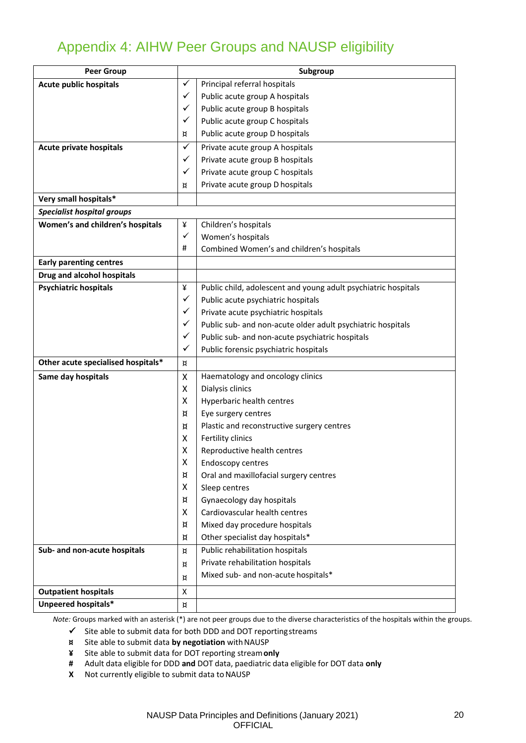# Appendix 4: AIHW Peer Groups and NAUSP eligibility

| Peer Group | | Subgroup |
|---|---|---|
| **Acute public hospitals** | ✓ | Principal referral hospitals |
| | ✓ | Public acute group A hospitals |
| | ✓ | Public acute group B hospitals |
| | ✓ | Public acute group C hospitals |
| | ¤ | Public acute group D hospitals |
| **Acute private hospitals** | ✓ | Private acute group A hospitals |
| | ✓ | Private acute group B hospitals |
| | ✓ | Private acute group C hospitals |
| | ¤ | Private acute group D hospitals |
| **Very small hospitals*** | | |
| ***Specialist hospital groups*** | | |
| **Women's and children's hospitals** | ¥ | Children's hospitals |
| | ✓ | Women's hospitals |
| | # | Combined Women's and children's hospitals |
| **Early parenting centres** | | |
| **Drug and alcohol hospitals** | | |
| **Psychiatric hospitals** | ¥ | Public child, adolescent and young adult psychiatric hospitals |
| | ✓ | Public acute psychiatric hospitals |
| | ✓ | Private acute psychiatric hospitals |
| | ✓ | Public sub- and non-acute older adult psychiatric hospitals |
| | ✓ | Public sub- and non-acute psychiatric hospitals |
| | ✓ | Public forensic psychiatric hospitals |
| **Other acute specialised hospitals*** | ¤ | |
| **Same day hospitals** | X | Haematology and oncology clinics |
| | X | Dialysis clinics |
| | X | Hyperbaric health centres |
| | ¤ | Eye surgery centres |
| | ¤ | Plastic and reconstructive surgery centres |
| | X | Fertility clinics |
| | X | Reproductive health centres |
| | X | Endoscopy centres |
| | ¤ | Oral and maxillofacial surgery centres |
| | X | Sleep centres |
| | ¤ | Gynaecology day hospitals |
| | X | Cardiovascular health centres |
| | ¤ | Mixed day procedure hospitals |
| | ¤ | Other specialist day hospitals* |
| **Sub- and non-acute hospitals** | ¤ | Public rehabilitation hospitals |
| | ¤ | Private rehabilitation hospitals |
| | ¤ | Mixed sub- and non-acute hospitals* |
| **Outpatient hospitals** | X | |
| **Unpeered hospitals*** | ¤ | |

*Note:* Groups marked with an asterisk (*) are not peer groups due to the diverse characteristics of the hospitals within the groups.

- ✓ Site able to submit data for both DDD and DOT reporting streams
- ¤ Site able to submit data **by negotiation** with NAUSP
- ¥ Site able to submit data for DOT reporting stream **only**
- # Adult data eligible for DDD **and** DOT data, paediatric data eligible for DOT data **only**
- X Not currently eligible to submit data to NAUSP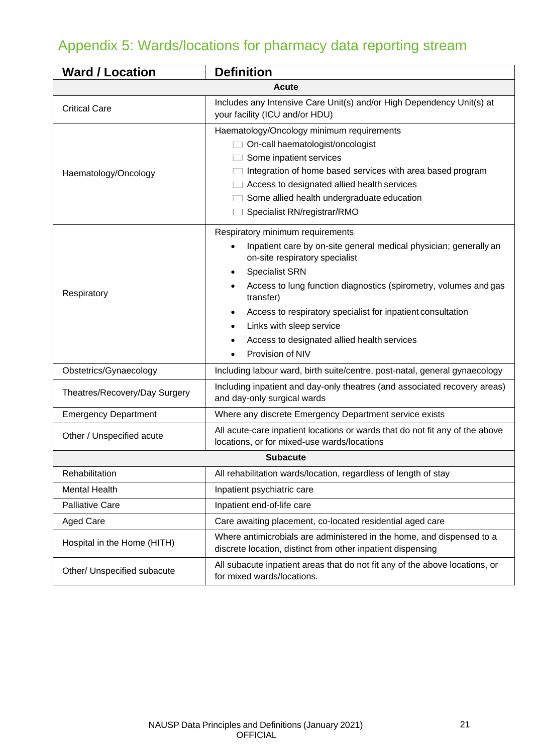# Appendix 5: Wards/locations for pharmacy data reporting stream

| Ward / Location | Definition |
|---|---|
| **Acute** | |
| Critical Care | Includes any Intensive Care Unit(s) and/or High Dependency Unit(s) at your facility (ICU and/or HDU) |
| Haematology/Oncology | Haematology/Oncology minimum requirements<br>☐ On-call haematologist/oncologist<br>☐ Some inpatient services<br>☐ Integration of home based services with area based program<br>☐ Access to designated allied health services<br>☐ Some allied health undergraduate education<br>☐ Specialist RN/registrar/RMO |
| Respiratory | Respiratory minimum requirements<br>• Inpatient care by on-site general medical physician; generally an on-site respiratory specialist<br>• Specialist SRN<br>• Access to lung function diagnostics (spirometry, volumes and gas transfer)<br>• Access to respiratory specialist for inpatient consultation<br>• Links with sleep service<br>• Access to designated allied health services<br>• Provision of NIV |
| Obstetrics/Gynaecology | Including labour ward, birth suite/centre, post-natal, general gynaecology |
| Theatres/Recovery/Day Surgery | Including inpatient and day-only theatres (and associated recovery areas) and day-only surgical wards |
| Emergency Department | Where any discrete Emergency Department service exists |
| Other / Unspecified acute | All acute-care inpatient locations or wards that do not fit any of the above locations, or for mixed-use wards/locations |
| **Subacute** | |
| Rehabilitation | All rehabilitation wards/location, regardless of length of stay |
| Mental Health | Inpatient psychiatric care |
| Palliative Care | Inpatient end-of-life care |
| Aged Care | Care awaiting placement, co-located residential aged care |
| Hospital in the Home (HITH) | Where antimicrobials are administered in the home, and dispensed to a discrete location, distinct from other inpatient dispensing |
| Other/ Unspecified subacute | All subacute inpatient areas that do not fit any of the above locations, or for mixed wards/locations. |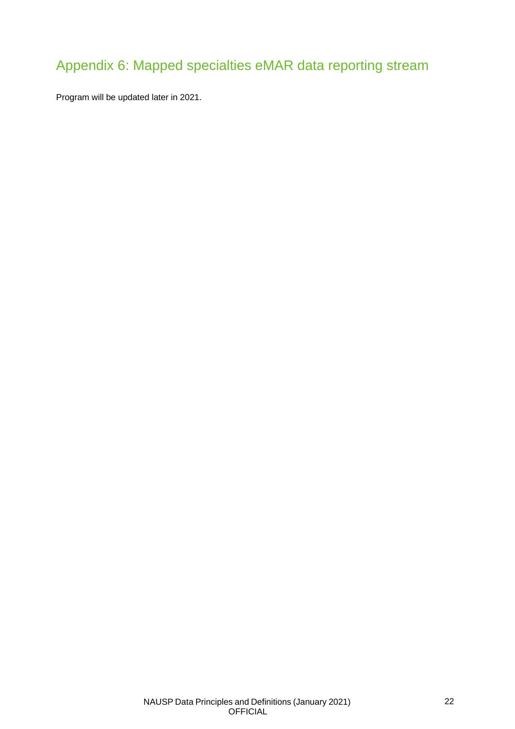# Appendix 6: Mapped specialties eMAR data reporting stream

Program will be updated later in 2021.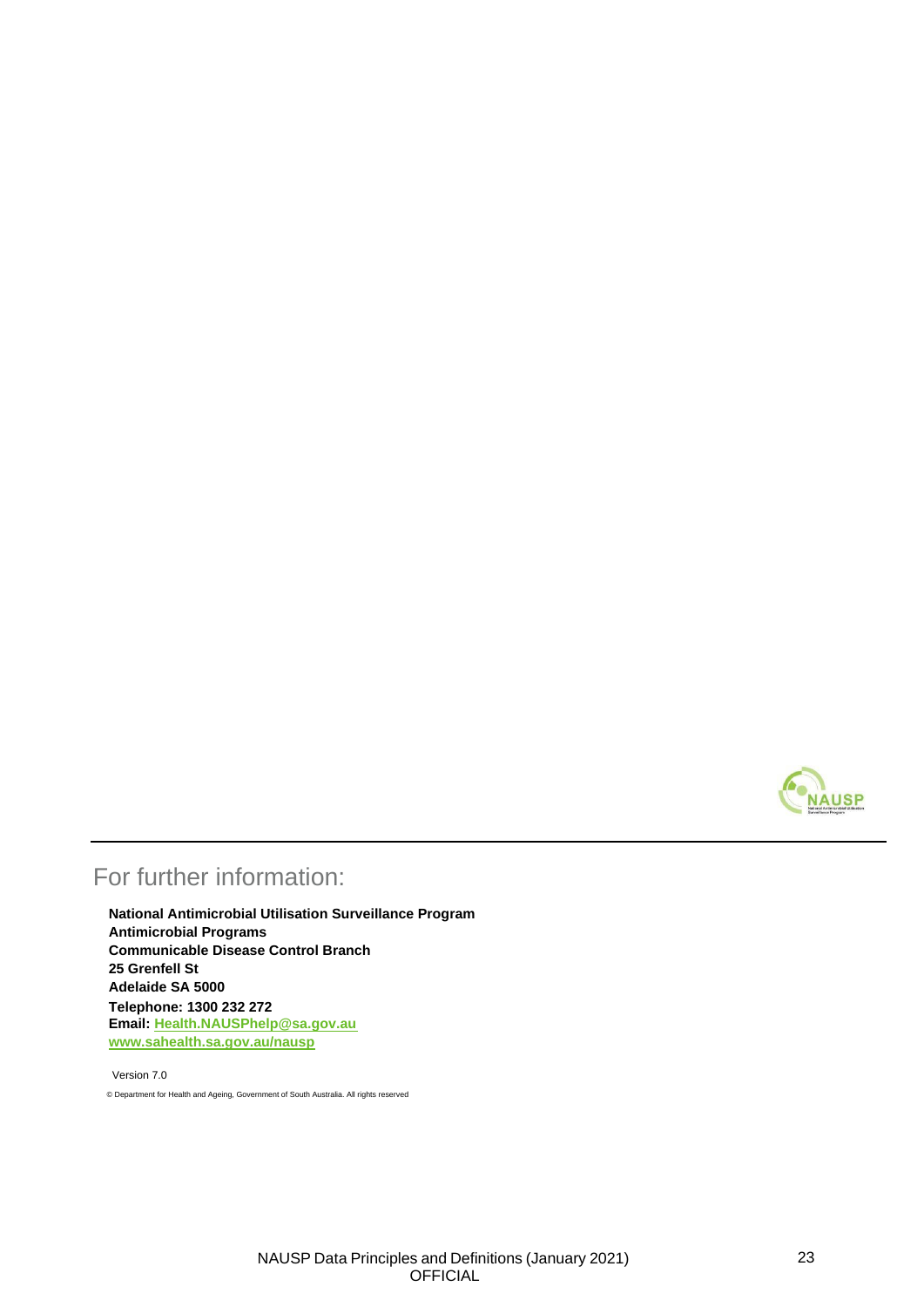## For further information:

**National Antimicrobial Utilisation Surveillance Program**
**Antimicrobial Programs**
**Communicable Disease Control Branch**
**25 Grenfell St**
**Adelaide SA 5000**
**Telephone: 1300 232 272**
**Email: Health.NAUSPhelp@sa.gov.au**
**www.sahealth.sa.gov.au/nausp**

Version 7.0

© Department for Health and Ageing, Government of South Australia. All rights reserved

OFFICIAL